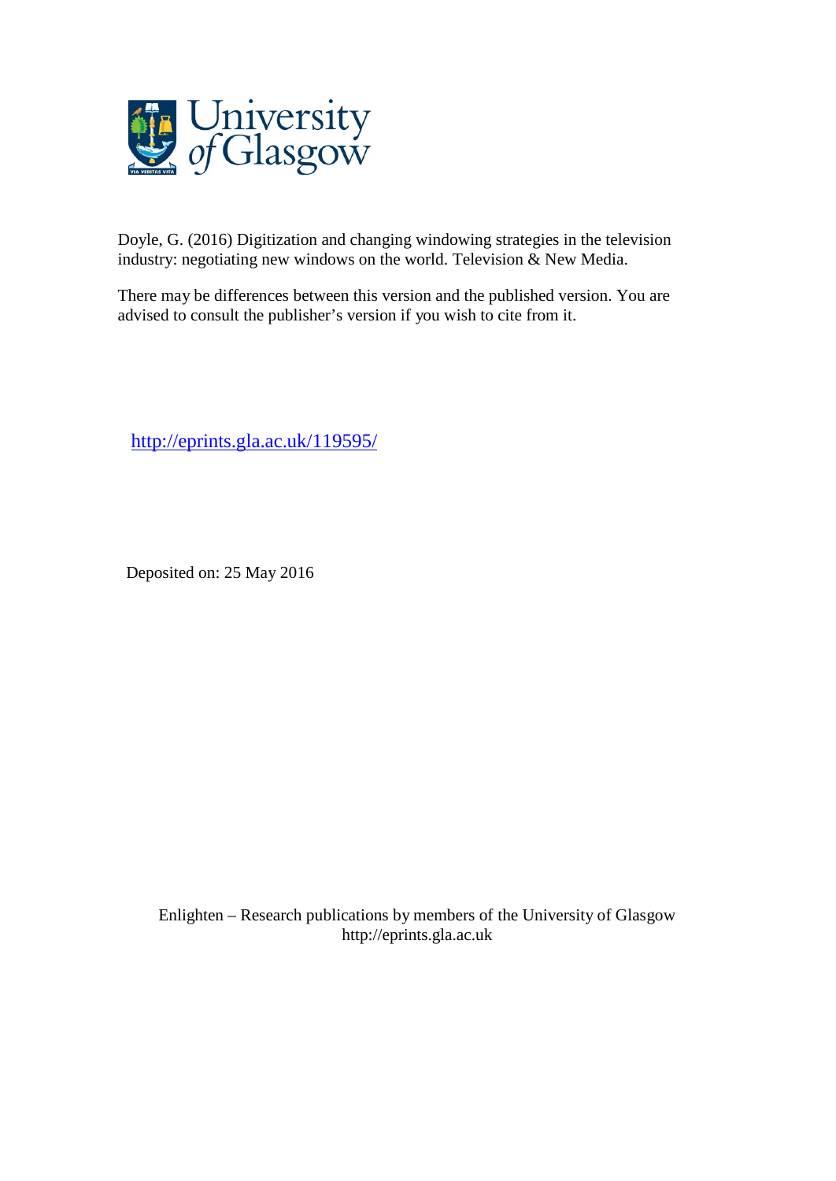Doyle, G. (2016) Digitization and changing windowing strategies in the television industry: negotiating new windows on the world. Television & New Media.

There may be differences between this version and the published version. You are advised to consult the publisher's version if you wish to cite from it.

http://eprints.gla.ac.uk/119595/

Deposited on: 25 May 2016

Enlighten – Research publications by members of the University of Glasgow
http://eprints.gla.ac.uk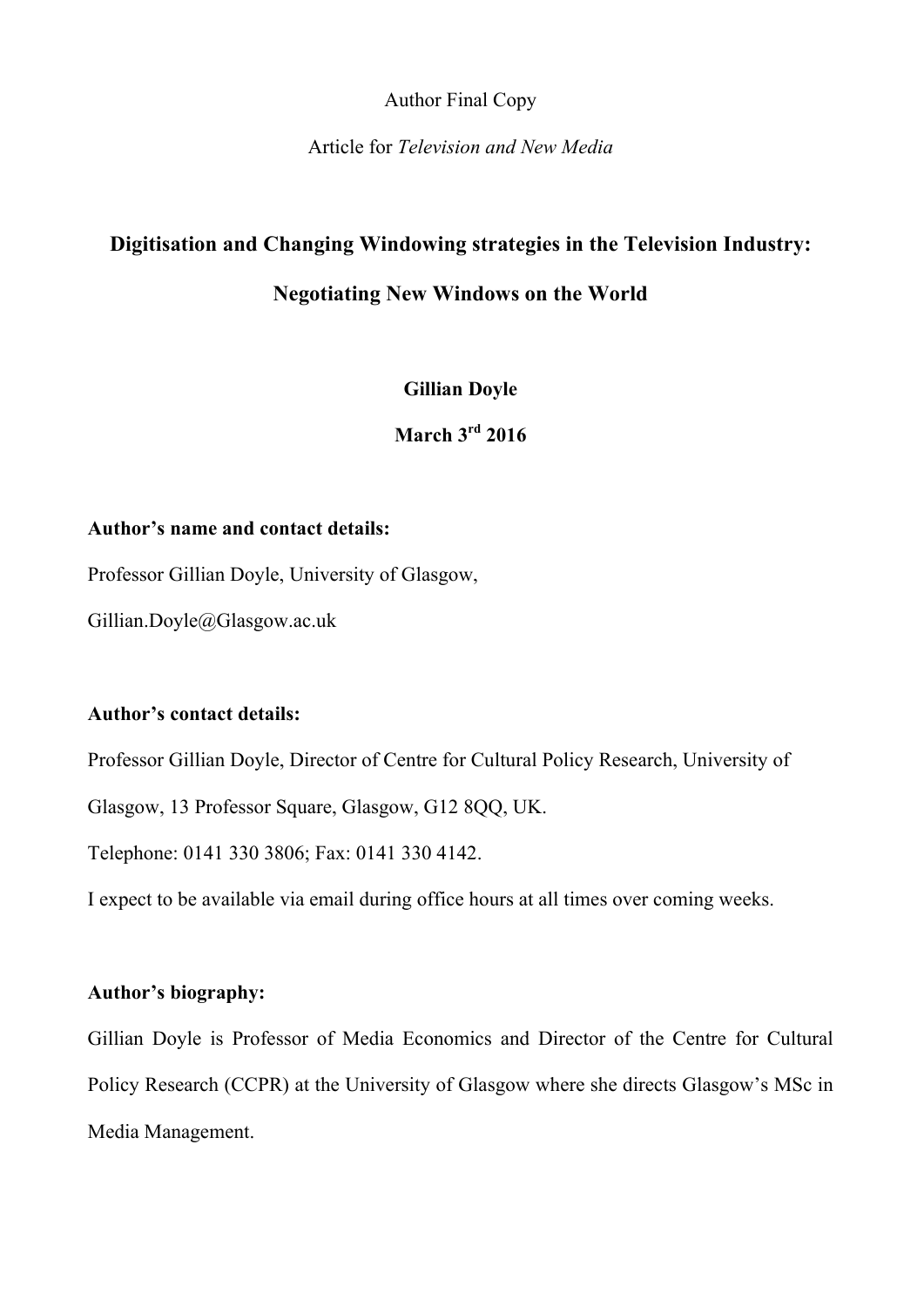Author Final Copy

Article for *Television and New Media*

# Digitisation and Changing Windowing strategies in the Television Industry: Negotiating New Windows on the World

**Gillian Doyle**

**March 3rd 2016**

**Author's name and contact details:**

Professor Gillian Doyle, University of Glasgow,

Gillian.Doyle@Glasgow.ac.uk

**Author's contact details:**

Professor Gillian Doyle, Director of Centre for Cultural Policy Research, University of Glasgow, 13 Professor Square, Glasgow, G12 8QQ, UK.

Telephone: 0141 330 3806; Fax: 0141 330 4142.

I expect to be available via email during office hours at all times over coming weeks.

**Author's biography:**

Gillian Doyle is Professor of Media Economics and Director of the Centre for Cultural Policy Research (CCPR) at the University of Glasgow where she directs Glasgow's MSc in Media Management.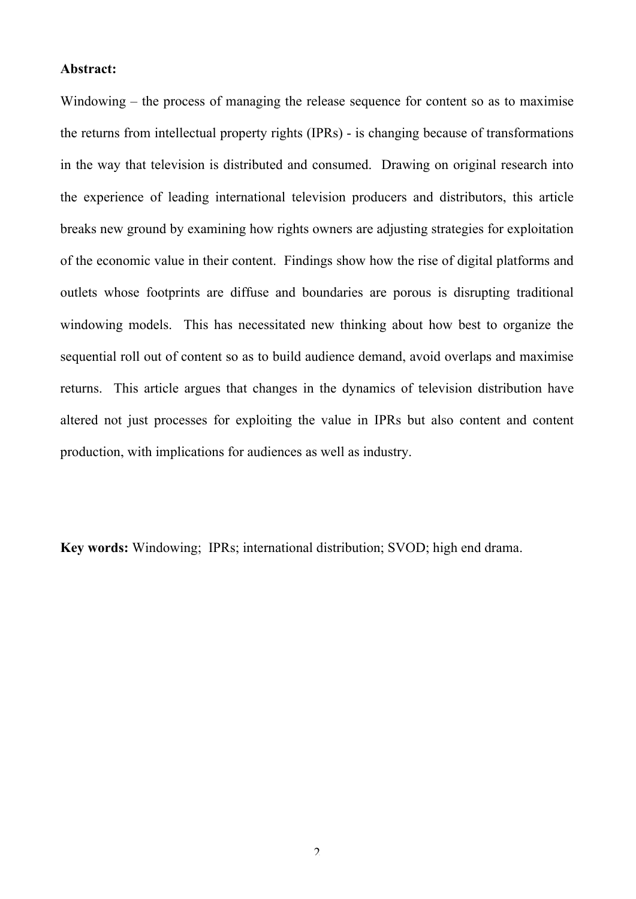**Abstract:**

Windowing – the process of managing the release sequence for content so as to maximise the returns from intellectual property rights (IPRs) - is changing because of transformations in the way that television is distributed and consumed. Drawing on original research into the experience of leading international television producers and distributors, this article breaks new ground by examining how rights owners are adjusting strategies for exploitation of the economic value in their content. Findings show how the rise of digital platforms and outlets whose footprints are diffuse and boundaries are porous is disrupting traditional windowing models. This has necessitated new thinking about how best to organize the sequential roll out of content so as to build audience demand, avoid overlaps and maximise returns. This article argues that changes in the dynamics of television distribution have altered not just processes for exploiting the value in IPRs but also content and content production, with implications for audiences as well as industry.

**Key words:** Windowing; IPRs; international distribution; SVOD; high end drama.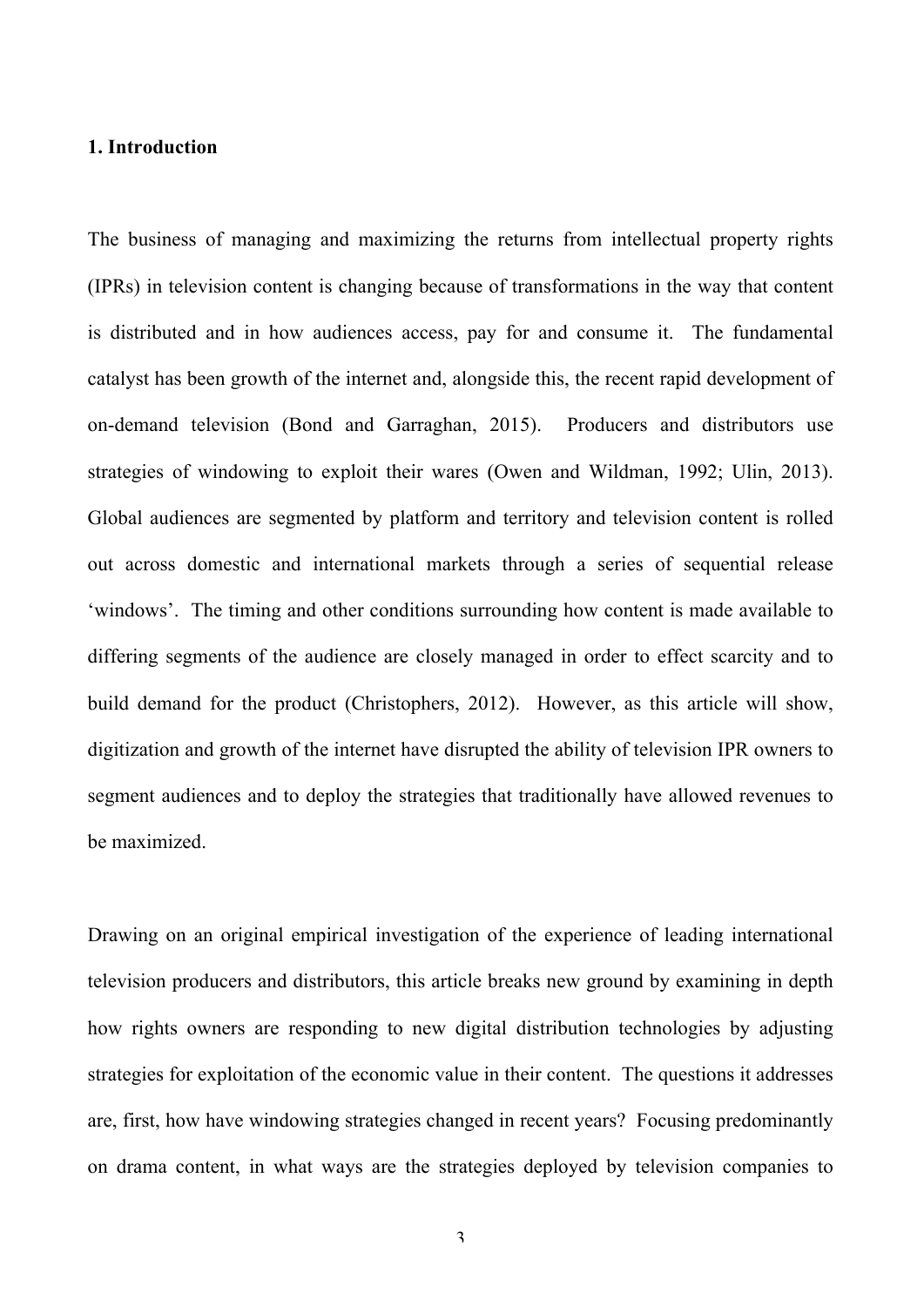## 1. Introduction

The business of managing and maximizing the returns from intellectual property rights (IPRs) in television content is changing because of transformations in the way that content is distributed and in how audiences access, pay for and consume it. The fundamental catalyst has been growth of the internet and, alongside this, the recent rapid development of on-demand television (Bond and Garraghan, 2015). Producers and distributors use strategies of windowing to exploit their wares (Owen and Wildman, 1992; Ulin, 2013). Global audiences are segmented by platform and territory and television content is rolled out across domestic and international markets through a series of sequential release 'windows'. The timing and other conditions surrounding how content is made available to differing segments of the audience are closely managed in order to effect scarcity and to build demand for the product (Christophers, 2012). However, as this article will show, digitization and growth of the internet have disrupted the ability of television IPR owners to segment audiences and to deploy the strategies that traditionally have allowed revenues to be maximized.

Drawing on an original empirical investigation of the experience of leading international television producers and distributors, this article breaks new ground by examining in depth how rights owners are responding to new digital distribution technologies by adjusting strategies for exploitation of the economic value in their content. The questions it addresses are, first, how have windowing strategies changed in recent years? Focusing predominantly on drama content, in what ways are the strategies deployed by television companies to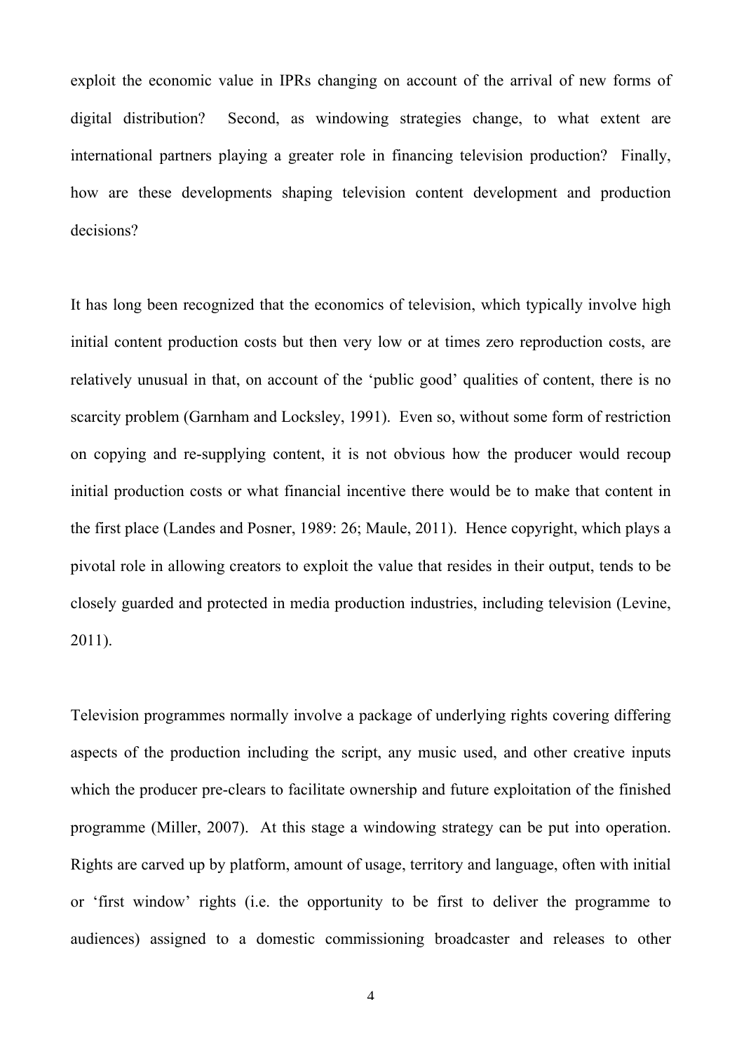exploit the economic value in IPRs changing on account of the arrival of new forms of digital distribution? Second, as windowing strategies change, to what extent are international partners playing a greater role in financing television production? Finally, how are these developments shaping television content development and production decisions?

It has long been recognized that the economics of television, which typically involve high initial content production costs but then very low or at times zero reproduction costs, are relatively unusual in that, on account of the 'public good' qualities of content, there is no scarcity problem (Garnham and Locksley, 1991). Even so, without some form of restriction on copying and re-supplying content, it is not obvious how the producer would recoup initial production costs or what financial incentive there would be to make that content in the first place (Landes and Posner, 1989: 26; Maule, 2011). Hence copyright, which plays a pivotal role in allowing creators to exploit the value that resides in their output, tends to be closely guarded and protected in media production industries, including television (Levine, 2011).

Television programmes normally involve a package of underlying rights covering differing aspects of the production including the script, any music used, and other creative inputs which the producer pre-clears to facilitate ownership and future exploitation of the finished programme (Miller, 2007). At this stage a windowing strategy can be put into operation. Rights are carved up by platform, amount of usage, territory and language, often with initial or 'first window' rights (i.e. the opportunity to be first to deliver the programme to audiences) assigned to a domestic commissioning broadcaster and releases to other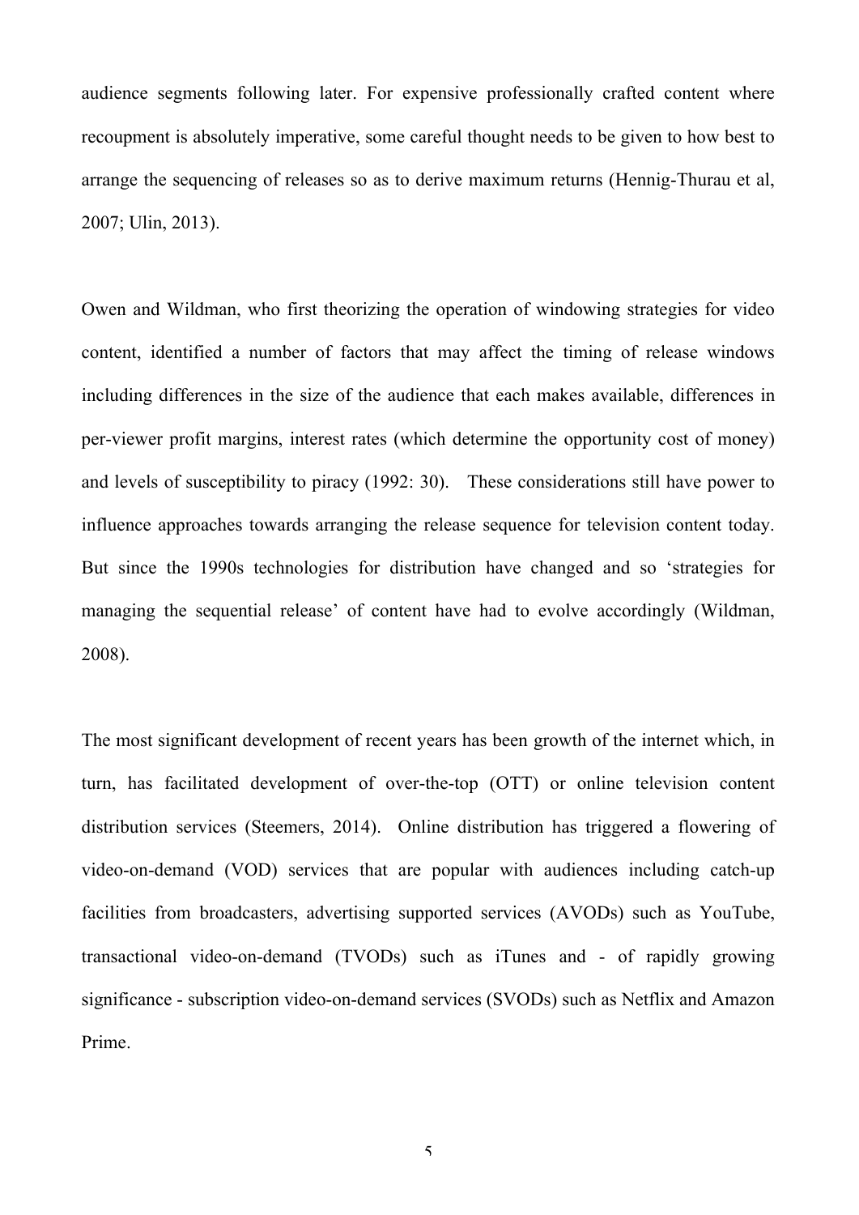audience segments following later. For expensive professionally crafted content where recoupment is absolutely imperative, some careful thought needs to be given to how best to arrange the sequencing of releases so as to derive maximum returns (Hennig-Thurau et al, 2007; Ulin, 2013).

Owen and Wildman, who first theorizing the operation of windowing strategies for video content, identified a number of factors that may affect the timing of release windows including differences in the size of the audience that each makes available, differences in per-viewer profit margins, interest rates (which determine the opportunity cost of money) and levels of susceptibility to piracy (1992: 30). These considerations still have power to influence approaches towards arranging the release sequence for television content today. But since the 1990s technologies for distribution have changed and so 'strategies for managing the sequential release' of content have had to evolve accordingly (Wildman, 2008).

The most significant development of recent years has been growth of the internet which, in turn, has facilitated development of over-the-top (OTT) or online television content distribution services (Steemers, 2014). Online distribution has triggered a flowering of video-on-demand (VOD) services that are popular with audiences including catch-up facilities from broadcasters, advertising supported services (AVODs) such as YouTube, transactional video-on-demand (TVODs) such as iTunes and - of rapidly growing significance - subscription video-on-demand services (SVODs) such as Netflix and Amazon Prime.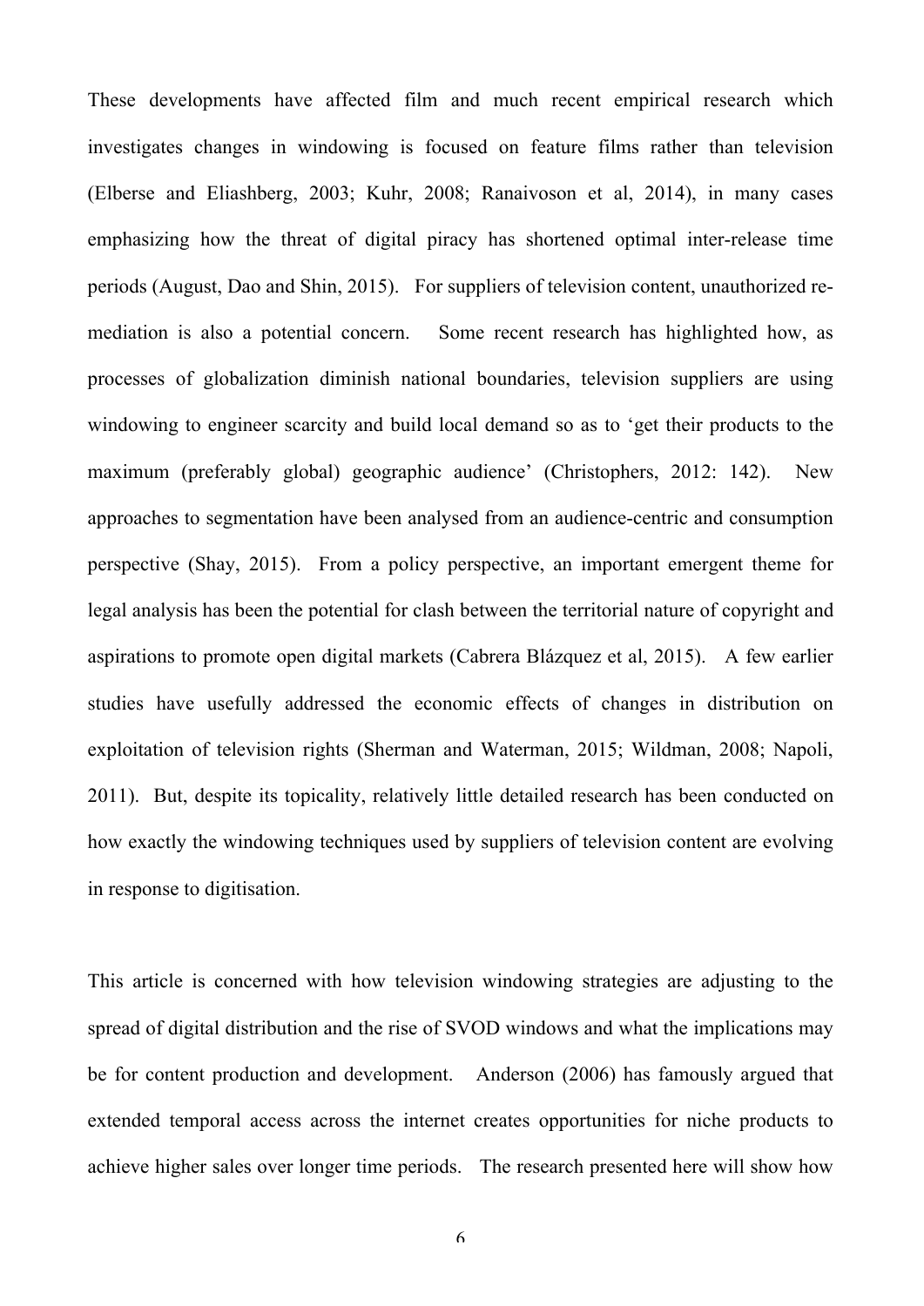These developments have affected film and much recent empirical research which investigates changes in windowing is focused on feature films rather than television (Elberse and Eliashberg, 2003; Kuhr, 2008; Ranaivoson et al, 2014), in many cases emphasizing how the threat of digital piracy has shortened optimal inter-release time periods (August, Dao and Shin, 2015). For suppliers of television content, unauthorized re-mediation is also a potential concern. Some recent research has highlighted how, as processes of globalization diminish national boundaries, television suppliers are using windowing to engineer scarcity and build local demand so as to 'get their products to the maximum (preferably global) geographic audience' (Christophers, 2012: 142). New approaches to segmentation have been analysed from an audience-centric and consumption perspective (Shay, 2015). From a policy perspective, an important emergent theme for legal analysis has been the potential for clash between the territorial nature of copyright and aspirations to promote open digital markets (Cabrera Blázquez et al, 2015). A few earlier studies have usefully addressed the economic effects of changes in distribution on exploitation of television rights (Sherman and Waterman, 2015; Wildman, 2008; Napoli, 2011). But, despite its topicality, relatively little detailed research has been conducted on how exactly the windowing techniques used by suppliers of television content are evolving in response to digitisation.

This article is concerned with how television windowing strategies are adjusting to the spread of digital distribution and the rise of SVOD windows and what the implications may be for content production and development. Anderson (2006) has famously argued that extended temporal access across the internet creates opportunities for niche products to achieve higher sales over longer time periods. The research presented here will show how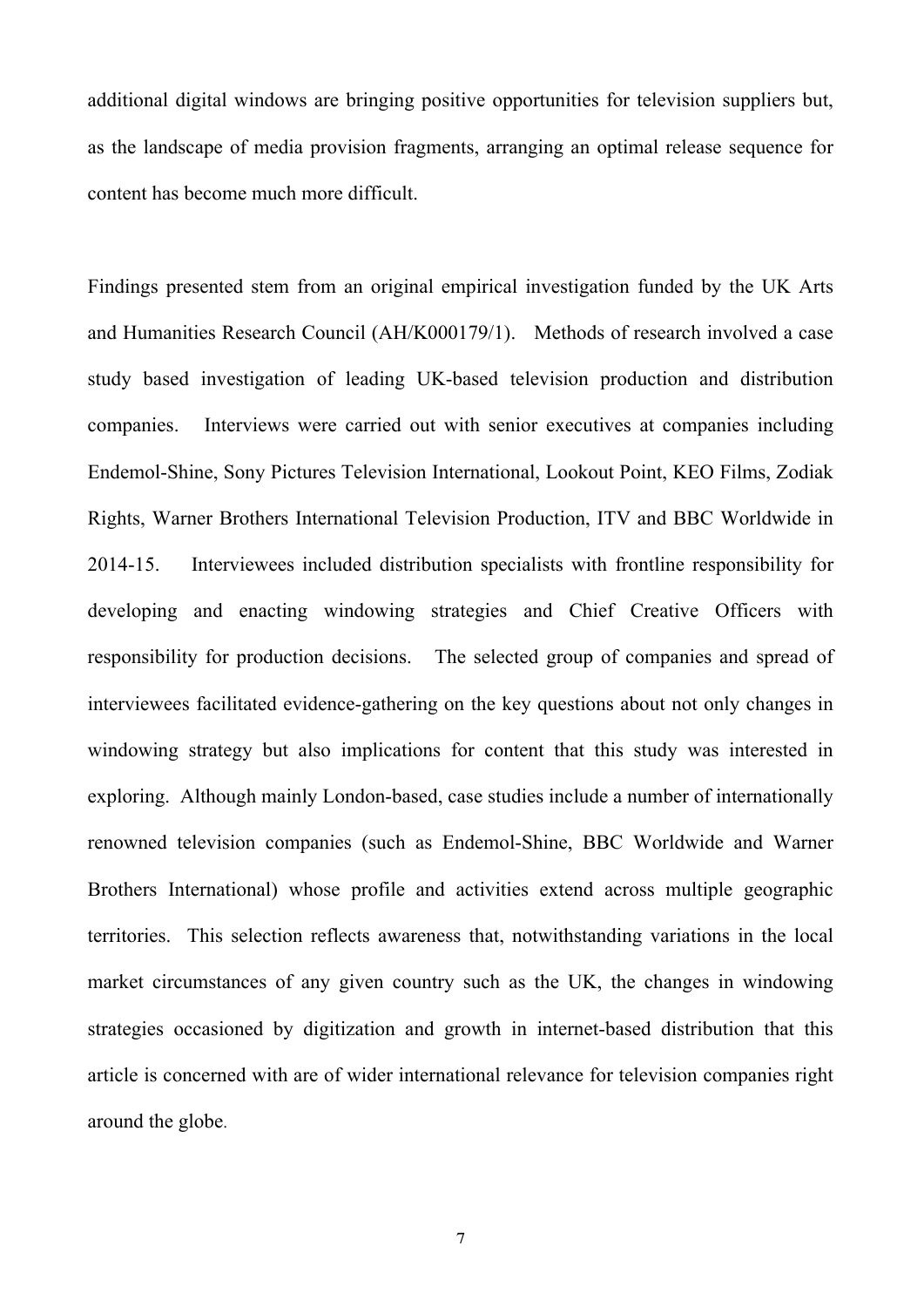additional digital windows are bringing positive opportunities for television suppliers but, as the landscape of media provision fragments, arranging an optimal release sequence for content has become much more difficult.

Findings presented stem from an original empirical investigation funded by the UK Arts and Humanities Research Council (AH/K000179/1). Methods of research involved a case study based investigation of leading UK-based television production and distribution companies. Interviews were carried out with senior executives at companies including Endemol-Shine, Sony Pictures Television International, Lookout Point, KEO Films, Zodiak Rights, Warner Brothers International Television Production, ITV and BBC Worldwide in 2014-15. Interviewees included distribution specialists with frontline responsibility for developing and enacting windowing strategies and Chief Creative Officers with responsibility for production decisions. The selected group of companies and spread of interviewees facilitated evidence-gathering on the key questions about not only changes in windowing strategy but also implications for content that this study was interested in exploring. Although mainly London-based, case studies include a number of internationally renowned television companies (such as Endemol-Shine, BBC Worldwide and Warner Brothers International) whose profile and activities extend across multiple geographic territories. This selection reflects awareness that, notwithstanding variations in the local market circumstances of any given country such as the UK, the changes in windowing strategies occasioned by digitization and growth in internet-based distribution that this article is concerned with are of wider international relevance for television companies right around the globe.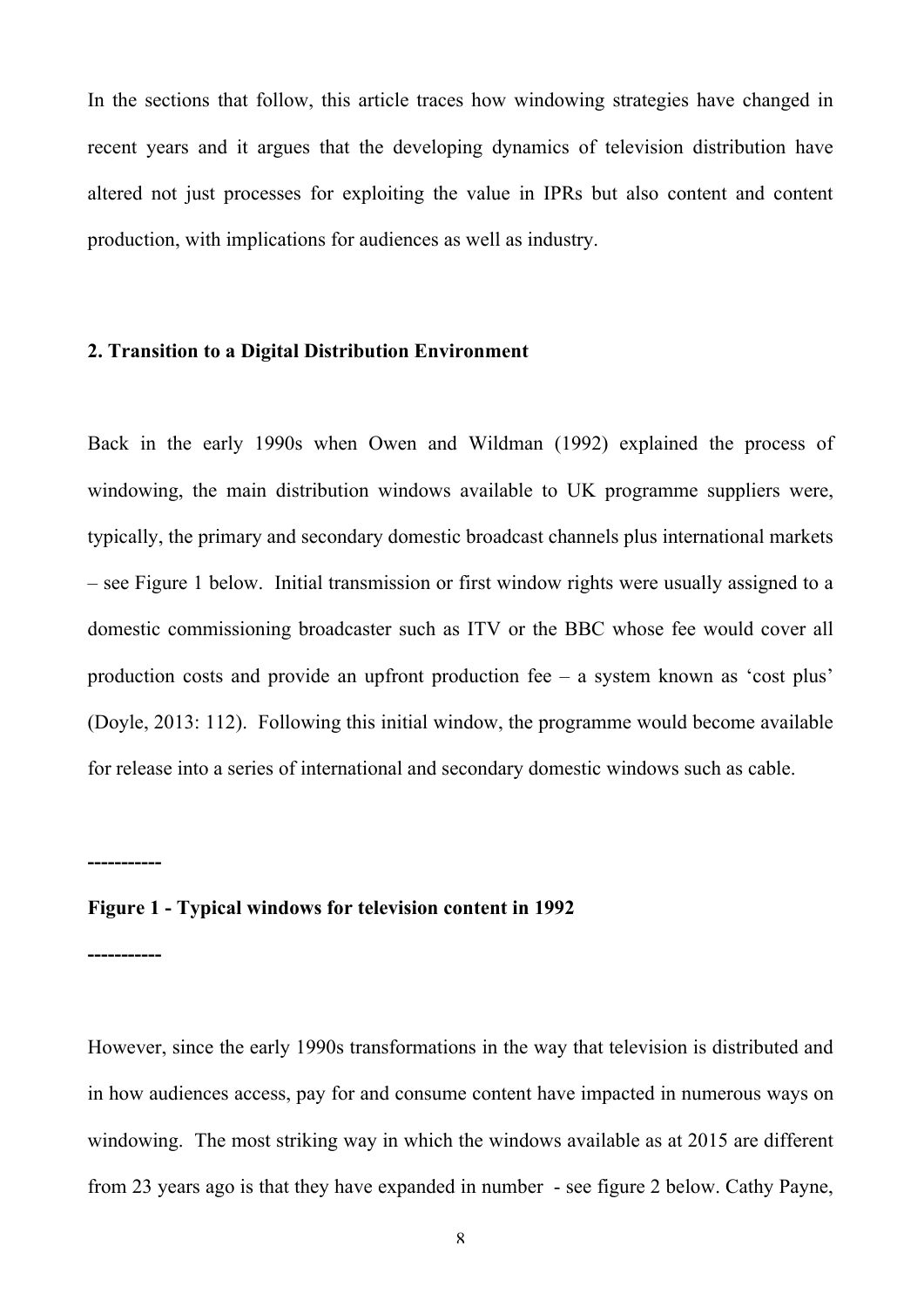In the sections that follow, this article traces how windowing strategies have changed in recent years and it argues that the developing dynamics of television distribution have altered not just processes for exploiting the value in IPRs but also content and content production, with implications for audiences as well as industry.

## 2. Transition to a Digital Distribution Environment

Back in the early 1990s when Owen and Wildman (1992) explained the process of windowing, the main distribution windows available to UK programme suppliers were, typically, the primary and secondary domestic broadcast channels plus international markets – see Figure 1 below. Initial transmission or first window rights were usually assigned to a domestic commissioning broadcaster such as ITV or the BBC whose fee would cover all production costs and provide an upfront production fee – a system known as 'cost plus' (Doyle, 2013: 112). Following this initial window, the programme would become available for release into a series of international and secondary domestic windows such as cable.

**-----------**

**Figure 1 - Typical windows for television content in 1992**

**-----------**

However, since the early 1990s transformations in the way that television is distributed and in how audiences access, pay for and consume content have impacted in numerous ways on windowing. The most striking way in which the windows available as at 2015 are different from 23 years ago is that they have expanded in number - see figure 2 below. Cathy Payne,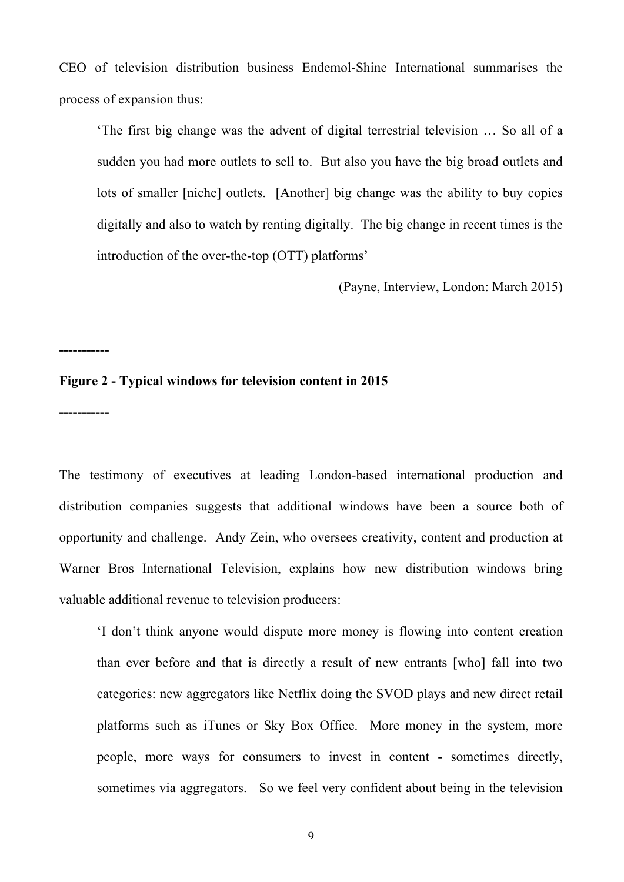CEO of television distribution business Endemol-Shine International summarises the process of expansion thus:

> 'The first big change was the advent of digital terrestrial television … So all of a sudden you had more outlets to sell to. But also you have the big broad outlets and lots of smaller [niche] outlets. [Another] big change was the ability to buy copies digitally and also to watch by renting digitally. The big change in recent times is the introduction of the over-the-top (OTT) platforms'
>
> (Payne, Interview, London: March 2015)

**-----------**

**Figure 2 - Typical windows for television content in 2015**

**-----------**

The testimony of executives at leading London-based international production and distribution companies suggests that additional windows have been a source both of opportunity and challenge. Andy Zein, who oversees creativity, content and production at Warner Bros International Television, explains how new distribution windows bring valuable additional revenue to television producers:

> 'I don't think anyone would dispute more money is flowing into content creation than ever before and that is directly a result of new entrants [who] fall into two categories: new aggregators like Netflix doing the SVOD plays and new direct retail platforms such as iTunes or Sky Box Office. More money in the system, more people, more ways for consumers to invest in content - sometimes directly, sometimes via aggregators. So we feel very confident about being in the television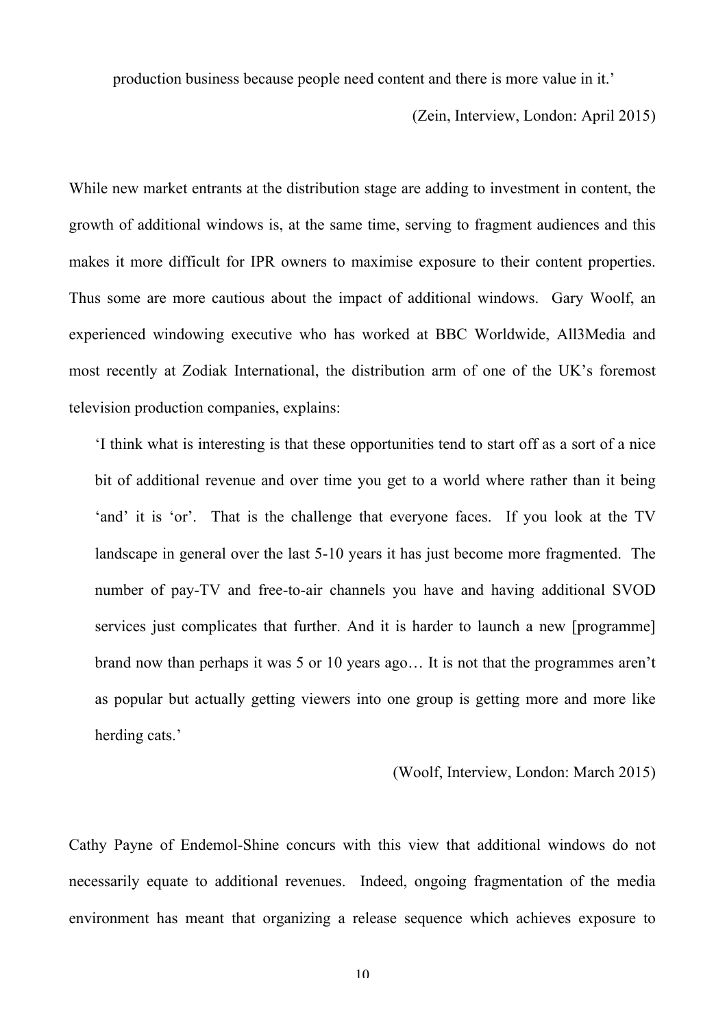> production business because people need content and there is more value in it.'
>
> (Zein, Interview, London: April 2015)

While new market entrants at the distribution stage are adding to investment in content, the growth of additional windows is, at the same time, serving to fragment audiences and this makes it more difficult for IPR owners to maximise exposure to their content properties. Thus some are more cautious about the impact of additional windows. Gary Woolf, an experienced windowing executive who has worked at BBC Worldwide, All3Media and most recently at Zodiak International, the distribution arm of one of the UK's foremost television production companies, explains:

> 'I think what is interesting is that these opportunities tend to start off as a sort of a nice bit of additional revenue and over time you get to a world where rather than it being 'and' it is 'or'. That is the challenge that everyone faces. If you look at the TV landscape in general over the last 5-10 years it has just become more fragmented. The number of pay-TV and free-to-air channels you have and having additional SVOD services just complicates that further. And it is harder to launch a new [programme] brand now than perhaps it was 5 or 10 years ago… It is not that the programmes aren't as popular but actually getting viewers into one group is getting more and more like herding cats.'
>
> (Woolf, Interview, London: March 2015)

Cathy Payne of Endemol-Shine concurs with this view that additional windows do not necessarily equate to additional revenues. Indeed, ongoing fragmentation of the media environment has meant that organizing a release sequence which achieves exposure to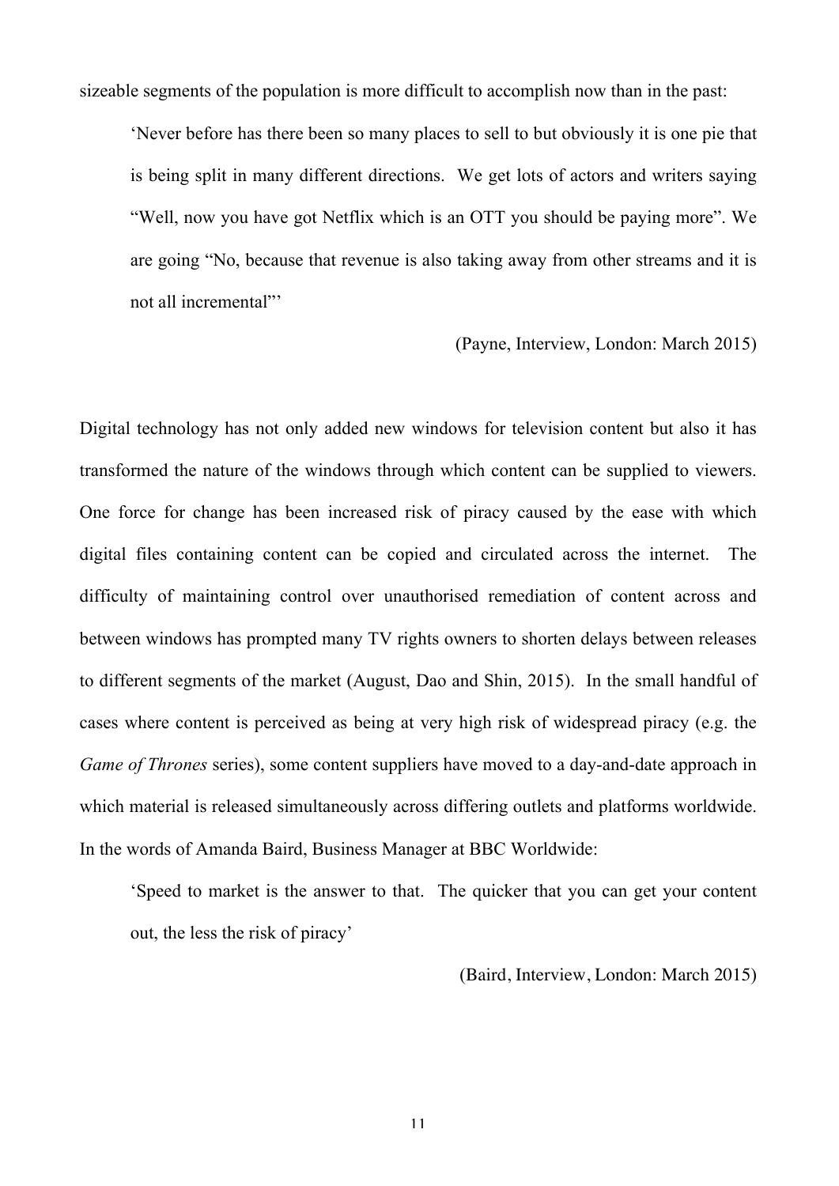sizeable segments of the population is more difficult to accomplish now than in the past:

> 'Never before has there been so many places to sell to but obviously it is one pie that is being split in many different directions. We get lots of actors and writers saying "Well, now you have got Netflix which is an OTT you should be paying more". We are going "No, because that revenue is also taking away from other streams and it is not all incremental"'
>
> (Payne, Interview, London: March 2015)

Digital technology has not only added new windows for television content but also it has transformed the nature of the windows through which content can be supplied to viewers. One force for change has been increased risk of piracy caused by the ease with which digital files containing content can be copied and circulated across the internet. The difficulty of maintaining control over unauthorised remediation of content across and between windows has prompted many TV rights owners to shorten delays between releases to different segments of the market (August, Dao and Shin, 2015). In the small handful of cases where content is perceived as being at very high risk of widespread piracy (e.g. the *Game of Thrones* series), some content suppliers have moved to a day-and-date approach in which material is released simultaneously across differing outlets and platforms worldwide. In the words of Amanda Baird, Business Manager at BBC Worldwide:

> 'Speed to market is the answer to that. The quicker that you can get your content out, the less the risk of piracy'
>
> (Baird, Interview, London: March 2015)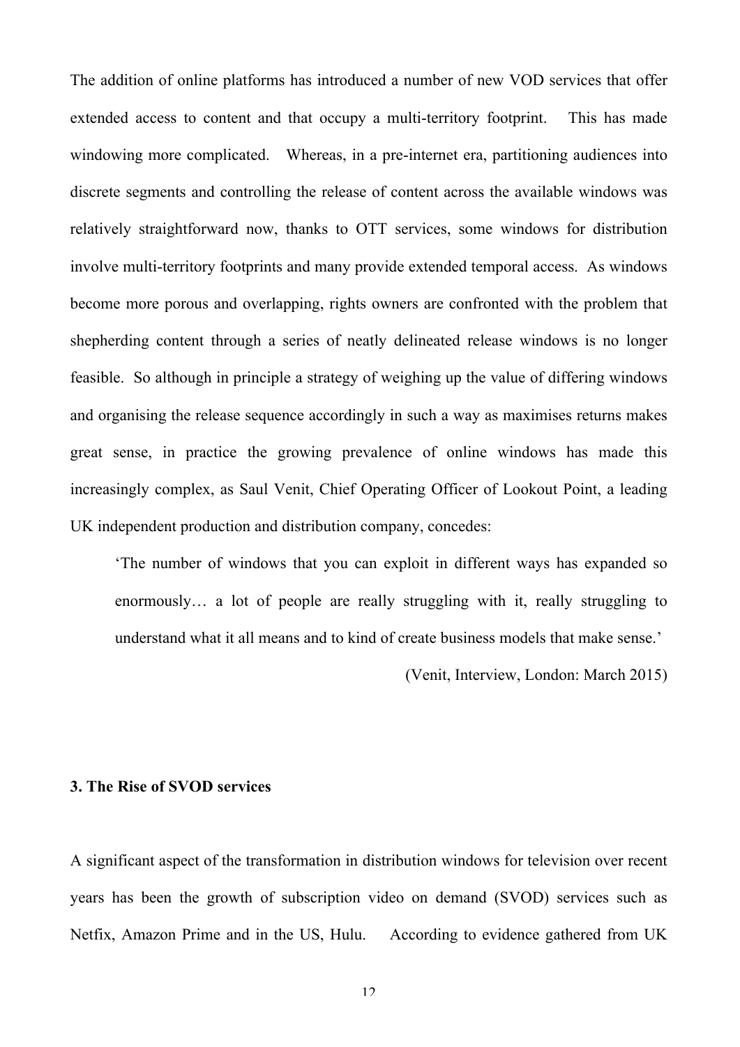The addition of online platforms has introduced a number of new VOD services that offer extended access to content and that occupy a multi-territory footprint. This has made windowing more complicated. Whereas, in a pre-internet era, partitioning audiences into discrete segments and controlling the release of content across the available windows was relatively straightforward now, thanks to OTT services, some windows for distribution involve multi-territory footprints and many provide extended temporal access. As windows become more porous and overlapping, rights owners are confronted with the problem that shepherding content through a series of neatly delineated release windows is no longer feasible. So although in principle a strategy of weighing up the value of differing windows and organising the release sequence accordingly in such a way as maximises returns makes great sense, in practice the growing prevalence of online windows has made this increasingly complex, as Saul Venit, Chief Operating Officer of Lookout Point, a leading UK independent production and distribution company, concedes:

> 'The number of windows that you can exploit in different ways has expanded so enormously… a lot of people are really struggling with it, really struggling to understand what it all means and to kind of create business models that make sense.'
>
> (Venit, Interview, London: March 2015)

### 3. The Rise of SVOD services

A significant aspect of the transformation in distribution windows for television over recent years has been the growth of subscription video on demand (SVOD) services such as Netfix, Amazon Prime and in the US, Hulu. According to evidence gathered from UK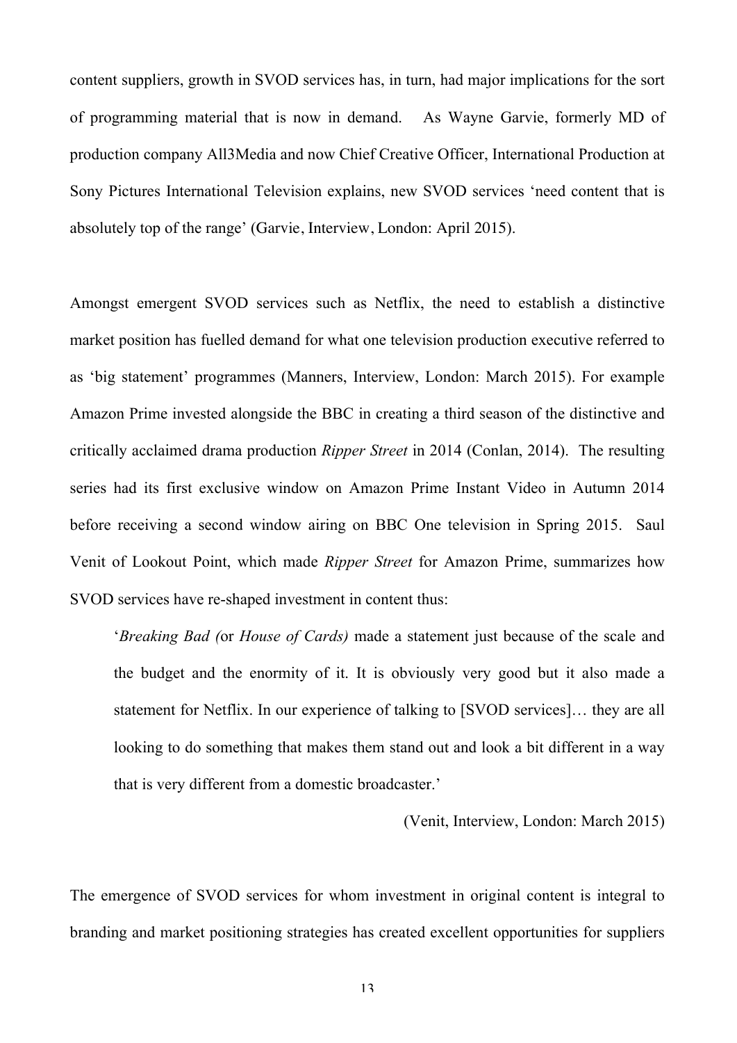content suppliers, growth in SVOD services has, in turn, had major implications for the sort of programming material that is now in demand. As Wayne Garvie, formerly MD of production company All3Media and now Chief Creative Officer, International Production at Sony Pictures International Television explains, new SVOD services 'need content that is absolutely top of the range' (Garvie, Interview, London: April 2015).

Amongst emergent SVOD services such as Netflix, the need to establish a distinctive market position has fuelled demand for what one television production executive referred to as 'big statement' programmes (Manners, Interview, London: March 2015). For example Amazon Prime invested alongside the BBC in creating a third season of the distinctive and critically acclaimed drama production *Ripper Street* in 2014 (Conlan, 2014). The resulting series had its first exclusive window on Amazon Prime Instant Video in Autumn 2014 before receiving a second window airing on BBC One television in Spring 2015. Saul Venit of Lookout Point, which made *Ripper Street* for Amazon Prime, summarizes how SVOD services have re-shaped investment in content thus:

> '*Breaking Bad (*or *House of Cards)* made a statement just because of the scale and the budget and the enormity of it. It is obviously very good but it also made a statement for Netflix. In our experience of talking to [SVOD services]… they are all looking to do something that makes them stand out and look a bit different in a way that is very different from a domestic broadcaster.'
>
> (Venit, Interview, London: March 2015)

The emergence of SVOD services for whom investment in original content is integral to branding and market positioning strategies has created excellent opportunities for suppliers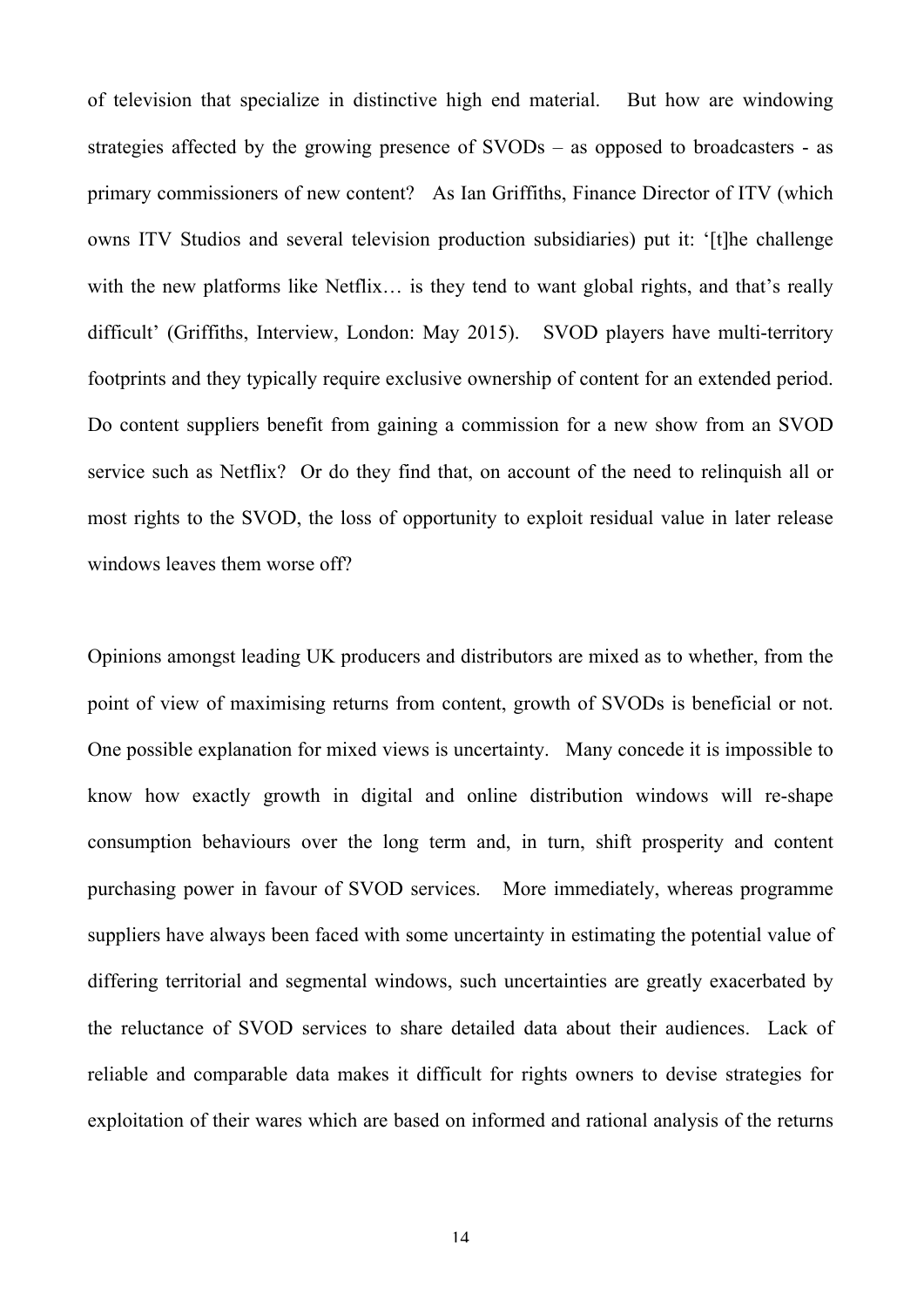of television that specialize in distinctive high end material. But how are windowing strategies affected by the growing presence of SVODs – as opposed to broadcasters - as primary commissioners of new content? As Ian Griffiths, Finance Director of ITV (which owns ITV Studios and several television production subsidiaries) put it: '[t]he challenge with the new platforms like Netflix… is they tend to want global rights, and that's really difficult' (Griffiths, Interview, London: May 2015). SVOD players have multi-territory footprints and they typically require exclusive ownership of content for an extended period. Do content suppliers benefit from gaining a commission for a new show from an SVOD service such as Netflix? Or do they find that, on account of the need to relinquish all or most rights to the SVOD, the loss of opportunity to exploit residual value in later release windows leaves them worse off?

Opinions amongst leading UK producers and distributors are mixed as to whether, from the point of view of maximising returns from content, growth of SVODs is beneficial or not. One possible explanation for mixed views is uncertainty. Many concede it is impossible to know how exactly growth in digital and online distribution windows will re-shape consumption behaviours over the long term and, in turn, shift prosperity and content purchasing power in favour of SVOD services. More immediately, whereas programme suppliers have always been faced with some uncertainty in estimating the potential value of differing territorial and segmental windows, such uncertainties are greatly exacerbated by the reluctance of SVOD services to share detailed data about their audiences. Lack of reliable and comparable data makes it difficult for rights owners to devise strategies for exploitation of their wares which are based on informed and rational analysis of the returns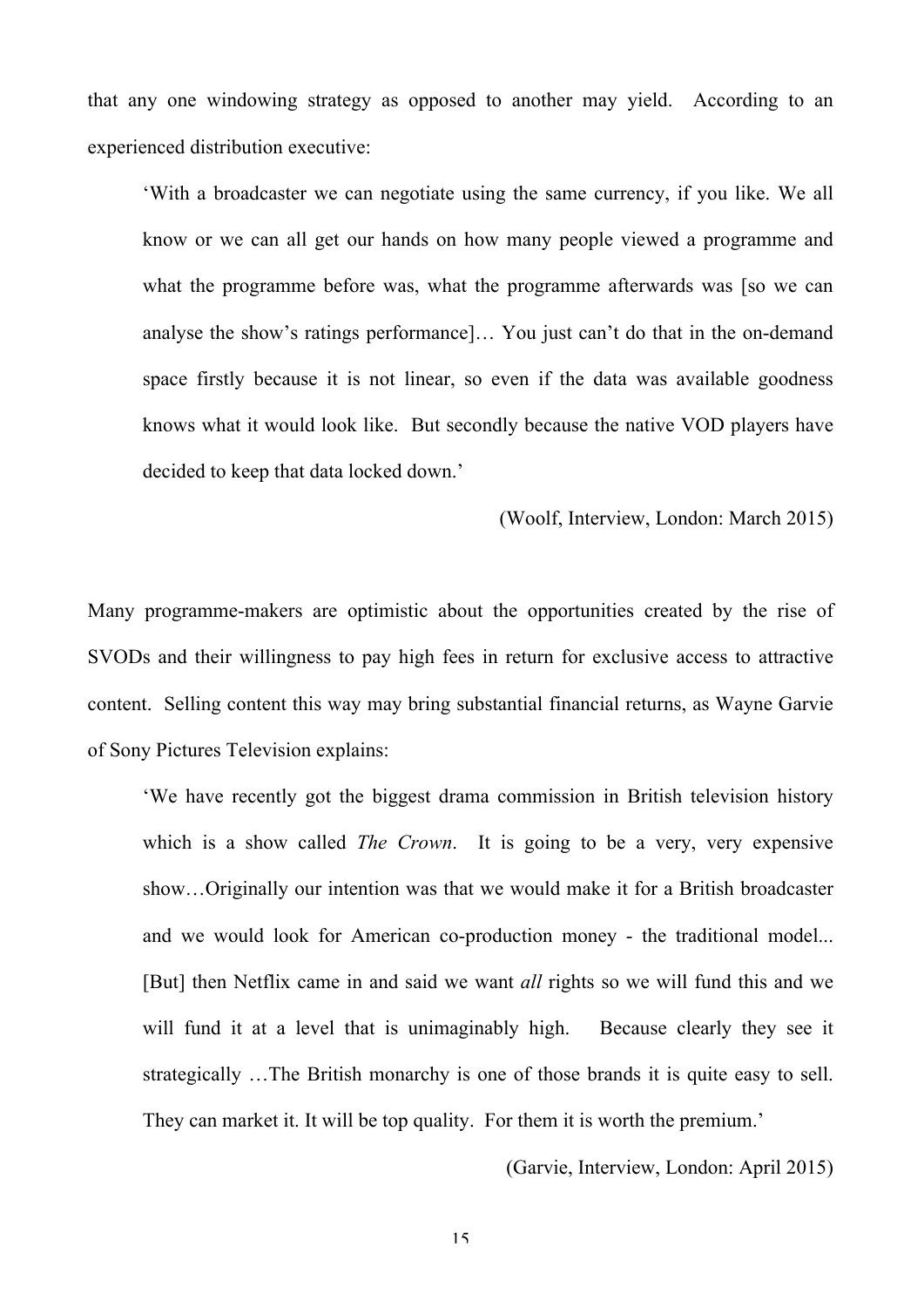that any one windowing strategy as opposed to another may yield. According to an experienced distribution executive:

> 'With a broadcaster we can negotiate using the same currency, if you like. We all know or we can all get our hands on how many people viewed a programme and what the programme before was, what the programme afterwards was [so we can analyse the show's ratings performance]… You just can't do that in the on-demand space firstly because it is not linear, so even if the data was available goodness knows what it would look like. But secondly because the native VOD players have decided to keep that data locked down.'
>
> (Woolf, Interview, London: March 2015)

Many programme-makers are optimistic about the opportunities created by the rise of SVODs and their willingness to pay high fees in return for exclusive access to attractive content. Selling content this way may bring substantial financial returns, as Wayne Garvie of Sony Pictures Television explains:

> 'We have recently got the biggest drama commission in British television history which is a show called *The Crown*. It is going to be a very, very expensive show…Originally our intention was that we would make it for a British broadcaster and we would look for American co-production money - the traditional model... [But] then Netflix came in and said we want *all* rights so we will fund this and we will fund it at a level that is unimaginably high. Because clearly they see it strategically …The British monarchy is one of those brands it is quite easy to sell. They can market it. It will be top quality. For them it is worth the premium.'
>
> (Garvie, Interview, London: April 2015)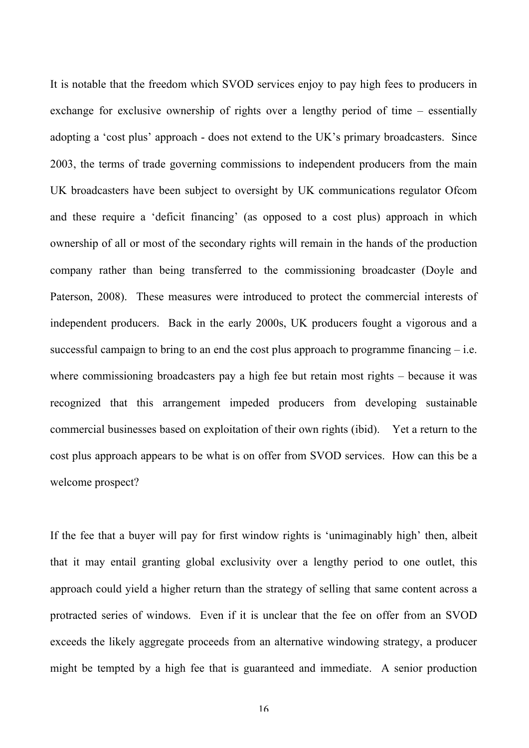It is notable that the freedom which SVOD services enjoy to pay high fees to producers in exchange for exclusive ownership of rights over a lengthy period of time – essentially adopting a 'cost plus' approach - does not extend to the UK's primary broadcasters. Since 2003, the terms of trade governing commissions to independent producers from the main UK broadcasters have been subject to oversight by UK communications regulator Ofcom and these require a 'deficit financing' (as opposed to a cost plus) approach in which ownership of all or most of the secondary rights will remain in the hands of the production company rather than being transferred to the commissioning broadcaster (Doyle and Paterson, 2008). These measures were introduced to protect the commercial interests of independent producers. Back in the early 2000s, UK producers fought a vigorous and a successful campaign to bring to an end the cost plus approach to programme financing – i.e. where commissioning broadcasters pay a high fee but retain most rights – because it was recognized that this arrangement impeded producers from developing sustainable commercial businesses based on exploitation of their own rights (ibid). Yet a return to the cost plus approach appears to be what is on offer from SVOD services. How can this be a welcome prospect?

If the fee that a buyer will pay for first window rights is 'unimaginably high' then, albeit that it may entail granting global exclusivity over a lengthy period to one outlet, this approach could yield a higher return than the strategy of selling that same content across a protracted series of windows. Even if it is unclear that the fee on offer from an SVOD exceeds the likely aggregate proceeds from an alternative windowing strategy, a producer might be tempted by a high fee that is guaranteed and immediate. A senior production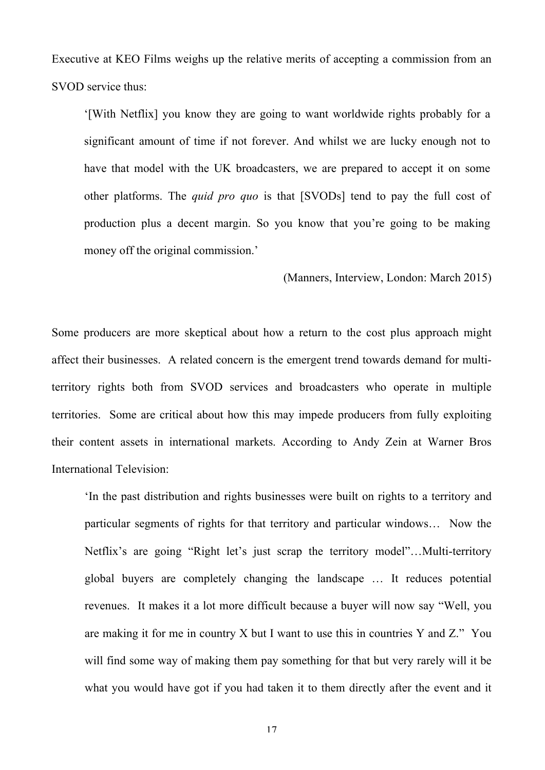Executive at KEO Films weighs up the relative merits of accepting a commission from an SVOD service thus:

> '[With Netflix] you know they are going to want worldwide rights probably for a significant amount of time if not forever. And whilst we are lucky enough not to have that model with the UK broadcasters, we are prepared to accept it on some other platforms. The *quid pro quo* is that [SVODs] tend to pay the full cost of production plus a decent margin. So you know that you're going to be making money off the original commission.'
>
> (Manners, Interview, London: March 2015)

Some producers are more skeptical about how a return to the cost plus approach might affect their businesses. A related concern is the emergent trend towards demand for multi-territory rights both from SVOD services and broadcasters who operate in multiple territories. Some are critical about how this may impede producers from fully exploiting their content assets in international markets. According to Andy Zein at Warner Bros International Television:

> 'In the past distribution and rights businesses were built on rights to a territory and particular segments of rights for that territory and particular windows… Now the Netflix's are going "Right let's just scrap the territory model"…Multi-territory global buyers are completely changing the landscape … It reduces potential revenues. It makes it a lot more difficult because a buyer will now say "Well, you are making it for me in country X but I want to use this in countries Y and Z." You will find some way of making them pay something for that but very rarely will it be what you would have got if you had taken it to them directly after the event and it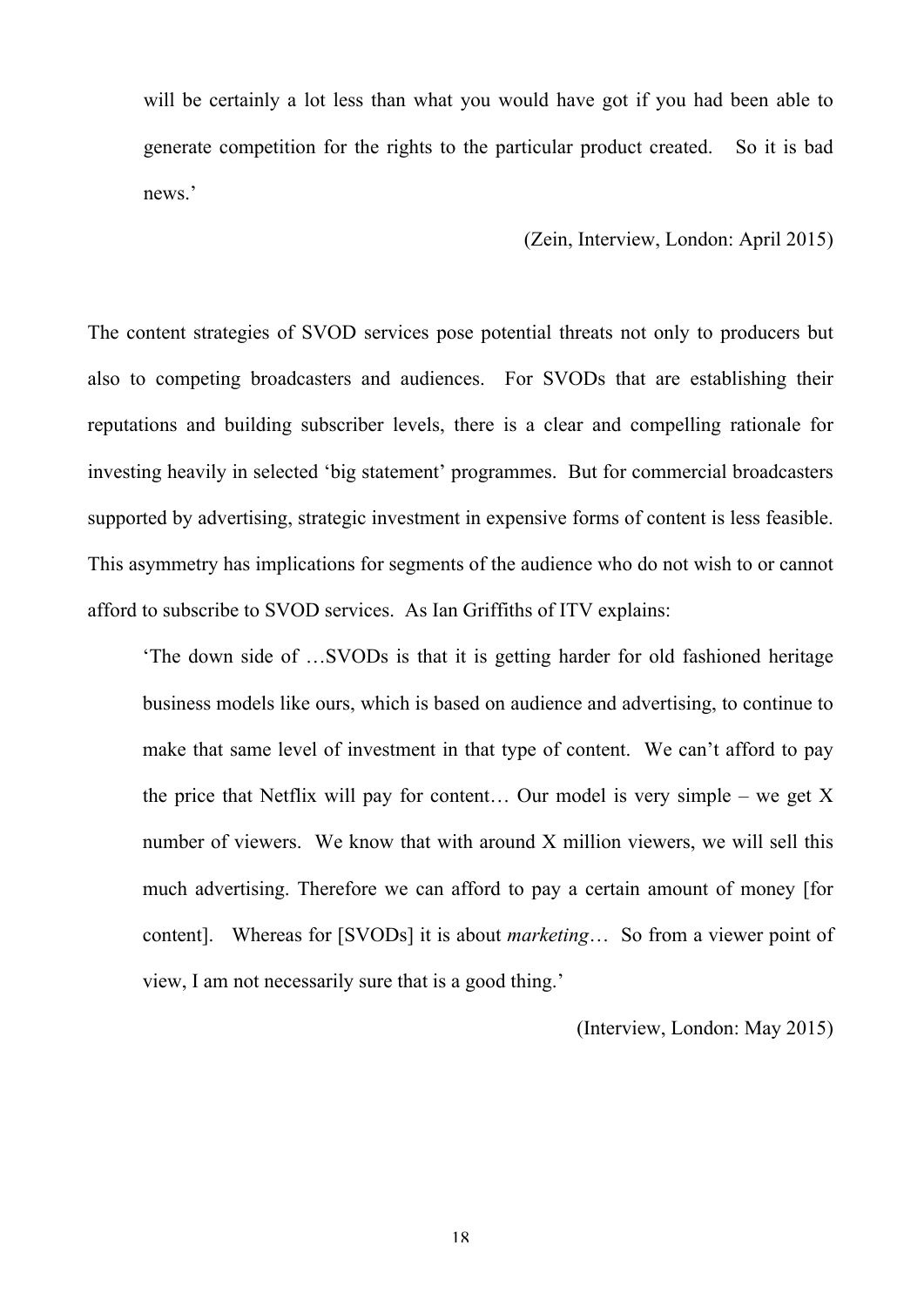> will be certainly a lot less than what you would have got if you had been able to generate competition for the rights to the particular product created. So it is bad news.'
>
> (Zein, Interview, London: April 2015)

The content strategies of SVOD services pose potential threats not only to producers but also to competing broadcasters and audiences. For SVODs that are establishing their reputations and building subscriber levels, there is a clear and compelling rationale for investing heavily in selected 'big statement' programmes. But for commercial broadcasters supported by advertising, strategic investment in expensive forms of content is less feasible. This asymmetry has implications for segments of the audience who do not wish to or cannot afford to subscribe to SVOD services. As Ian Griffiths of ITV explains:

> 'The down side of …SVODs is that it is getting harder for old fashioned heritage business models like ours, which is based on audience and advertising, to continue to make that same level of investment in that type of content. We can't afford to pay the price that Netflix will pay for content… Our model is very simple – we get X number of viewers. We know that with around X million viewers, we will sell this much advertising. Therefore we can afford to pay a certain amount of money [for content]. Whereas for [SVODs] it is about *marketing*… So from a viewer point of view, I am not necessarily sure that is a good thing.'
>
> (Interview, London: May 2015)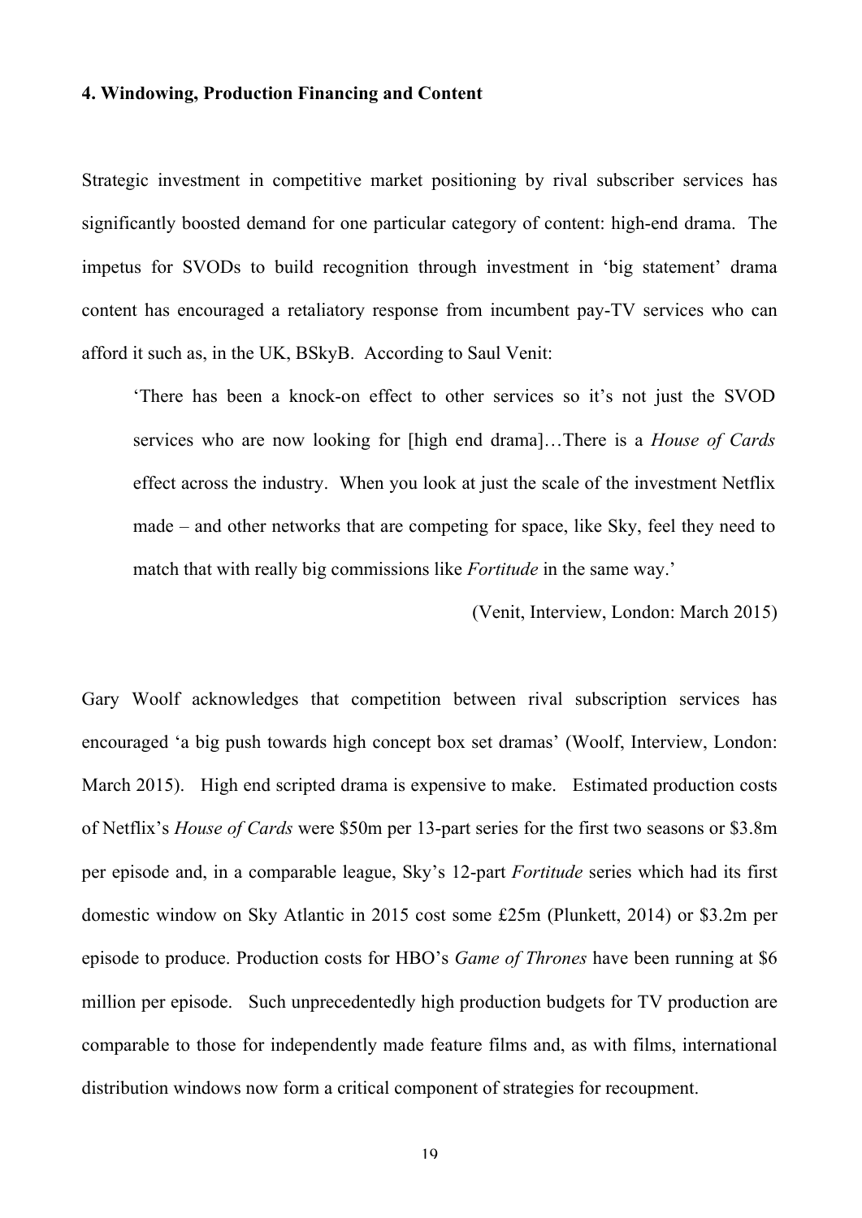**4. Windowing, Production Financing and Content**

Strategic investment in competitive market positioning by rival subscriber services has significantly boosted demand for one particular category of content: high-end drama. The impetus for SVODs to build recognition through investment in 'big statement' drama content has encouraged a retaliatory response from incumbent pay-TV services who can afford it such as, in the UK, BSkyB. According to Saul Venit:

> 'There has been a knock-on effect to other services so it's not just the SVOD services who are now looking for [high end drama]…There is a *House of Cards* effect across the industry. When you look at just the scale of the investment Netflix made – and other networks that are competing for space, like Sky, feel they need to match that with really big commissions like *Fortitude* in the same way.'
>
> (Venit, Interview, London: March 2015)

Gary Woolf acknowledges that competition between rival subscription services has encouraged 'a big push towards high concept box set dramas' (Woolf, Interview, London: March 2015). High end scripted drama is expensive to make. Estimated production costs of Netflix's *House of Cards* were $50m per 13-part series for the first two seasons or $3.8m per episode and, in a comparable league, Sky's 12-part *Fortitude* series which had its first domestic window on Sky Atlantic in 2015 cost some £25m (Plunkett, 2014) or $3.2m per episode to produce. Production costs for HBO's *Game of Thrones* have been running at $6 million per episode. Such unprecedentedly high production budgets for TV production are comparable to those for independently made feature films and, as with films, international distribution windows now form a critical component of strategies for recoupment.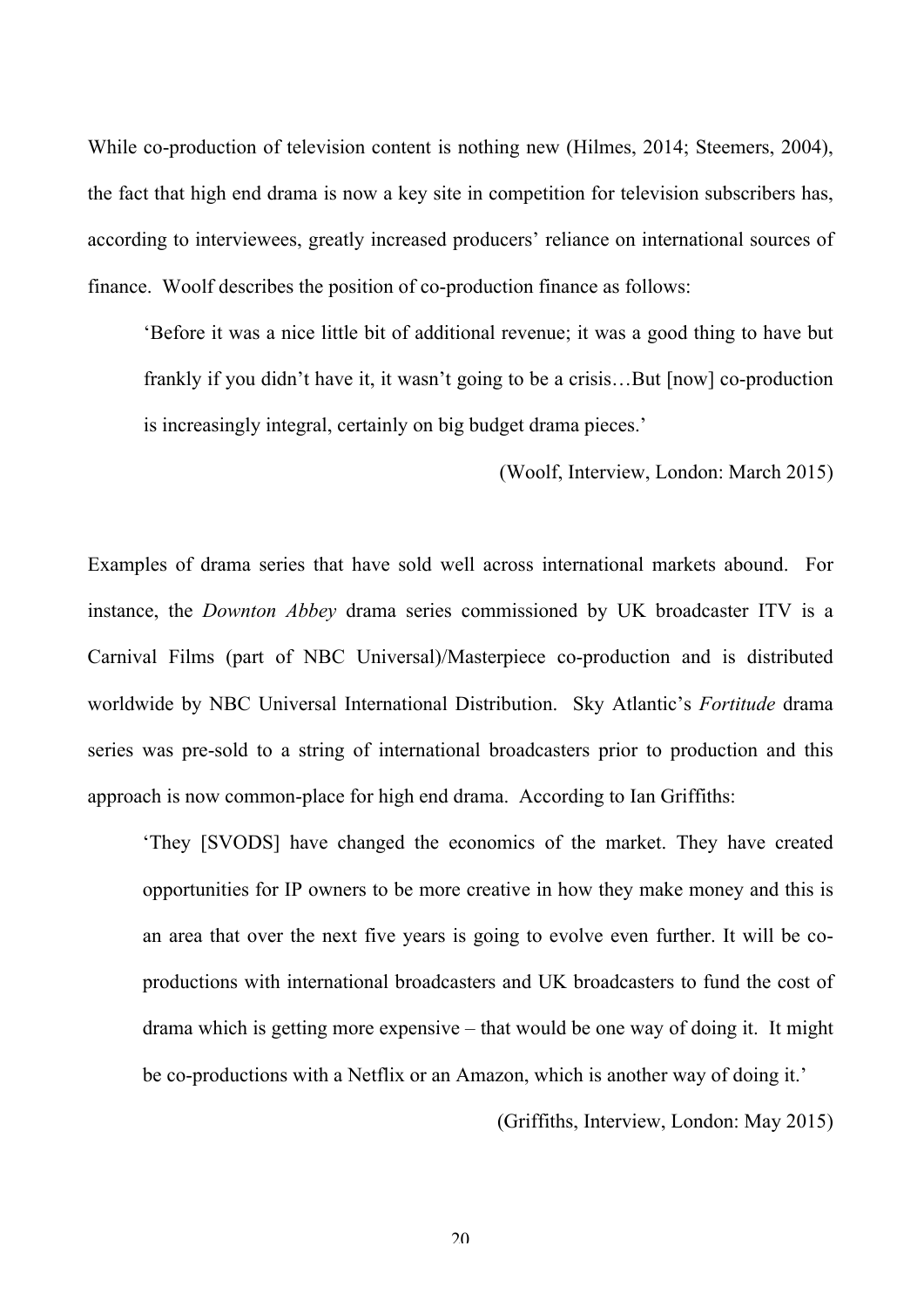While co-production of television content is nothing new (Hilmes, 2014; Steemers, 2004), the fact that high end drama is now a key site in competition for television subscribers has, according to interviewees, greatly increased producers' reliance on international sources of finance. Woolf describes the position of co-production finance as follows:

> 'Before it was a nice little bit of additional revenue; it was a good thing to have but frankly if you didn't have it, it wasn't going to be a crisis…But [now] co-production is increasingly integral, certainly on big budget drama pieces.'
>
> (Woolf, Interview, London: March 2015)

Examples of drama series that have sold well across international markets abound. For instance, the *Downton Abbey* drama series commissioned by UK broadcaster ITV is a Carnival Films (part of NBC Universal)/Masterpiece co-production and is distributed worldwide by NBC Universal International Distribution. Sky Atlantic's *Fortitude* drama series was pre-sold to a string of international broadcasters prior to production and this approach is now common-place for high end drama. According to Ian Griffiths:

> 'They [SVODS] have changed the economics of the market. They have created opportunities for IP owners to be more creative in how they make money and this is an area that over the next five years is going to evolve even further. It will be co-productions with international broadcasters and UK broadcasters to fund the cost of drama which is getting more expensive – that would be one way of doing it. It might be co-productions with a Netflix or an Amazon, which is another way of doing it.'
>
> (Griffiths, Interview, London: May 2015)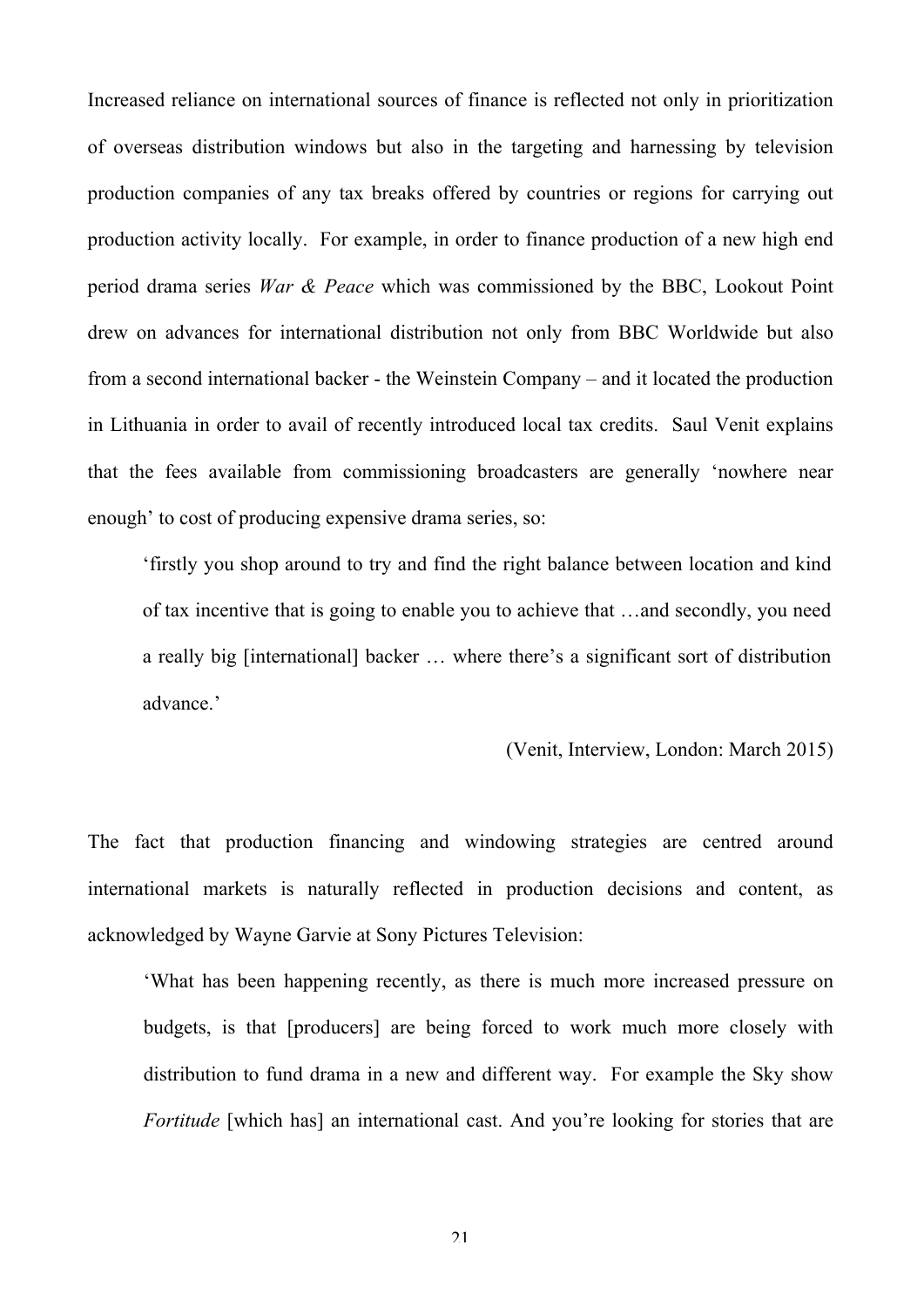Increased reliance on international sources of finance is reflected not only in prioritization of overseas distribution windows but also in the targeting and harnessing by television production companies of any tax breaks offered by countries or regions for carrying out production activity locally. For example, in order to finance production of a new high end period drama series *War & Peace* which was commissioned by the BBC, Lookout Point drew on advances for international distribution not only from BBC Worldwide but also from a second international backer - the Weinstein Company – and it located the production in Lithuania in order to avail of recently introduced local tax credits. Saul Venit explains that the fees available from commissioning broadcasters are generally 'nowhere near enough' to cost of producing expensive drama series, so:

> 'firstly you shop around to try and find the right balance between location and kind of tax incentive that is going to enable you to achieve that …and secondly, you need a really big [international] backer … where there's a significant sort of distribution advance.'
>
> (Venit, Interview, London: March 2015)

The fact that production financing and windowing strategies are centred around international markets is naturally reflected in production decisions and content, as acknowledged by Wayne Garvie at Sony Pictures Television:

> 'What has been happening recently, as there is much more increased pressure on budgets, is that [producers] are being forced to work much more closely with distribution to fund drama in a new and different way. For example the Sky show *Fortitude* [which has] an international cast. And you're looking for stories that are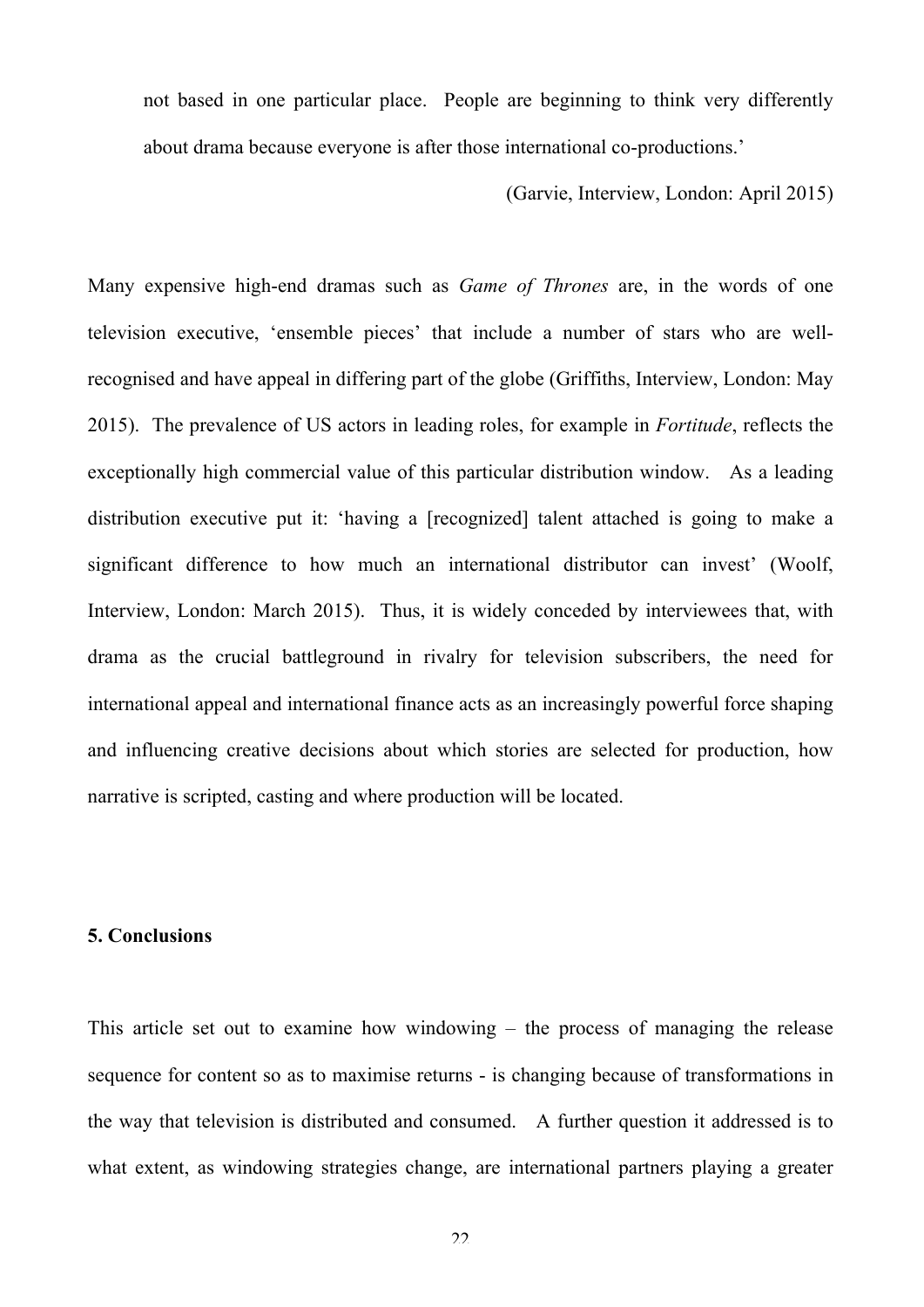not based in one particular place. People are beginning to think very differently about drama because everyone is after those international co-productions.'

(Garvie, Interview, London: April 2015)

Many expensive high-end dramas such as *Game of Thrones* are, in the words of one television executive, 'ensemble pieces' that include a number of stars who are well-recognised and have appeal in differing part of the globe (Griffiths, Interview, London: May 2015). The prevalence of US actors in leading roles, for example in *Fortitude*, reflects the exceptionally high commercial value of this particular distribution window. As a leading distribution executive put it: 'having a [recognized] talent attached is going to make a significant difference to how much an international distributor can invest' (Woolf, Interview, London: March 2015). Thus, it is widely conceded by interviewees that, with drama as the crucial battleground in rivalry for television subscribers, the need for international appeal and international finance acts as an increasingly powerful force shaping and influencing creative decisions about which stories are selected for production, how narrative is scripted, casting and where production will be located.

## 5. Conclusions

This article set out to examine how windowing – the process of managing the release sequence for content so as to maximise returns - is changing because of transformations in the way that television is distributed and consumed. A further question it addressed is to what extent, as windowing strategies change, are international partners playing a greater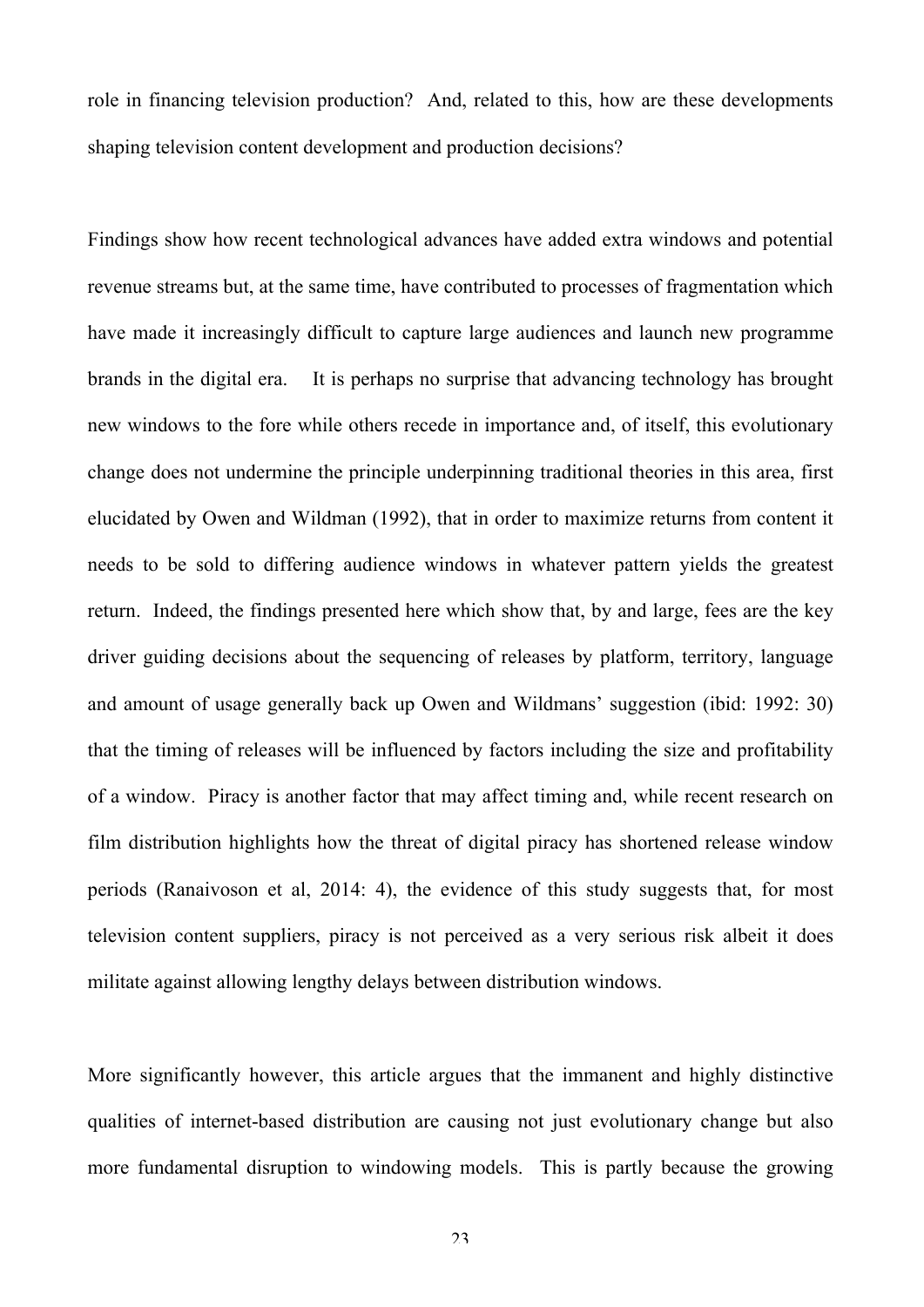role in financing television production? And, related to this, how are these developments shaping television content development and production decisions?

Findings show how recent technological advances have added extra windows and potential revenue streams but, at the same time, have contributed to processes of fragmentation which have made it increasingly difficult to capture large audiences and launch new programme brands in the digital era. It is perhaps no surprise that advancing technology has brought new windows to the fore while others recede in importance and, of itself, this evolutionary change does not undermine the principle underpinning traditional theories in this area, first elucidated by Owen and Wildman (1992), that in order to maximize returns from content it needs to be sold to differing audience windows in whatever pattern yields the greatest return. Indeed, the findings presented here which show that, by and large, fees are the key driver guiding decisions about the sequencing of releases by platform, territory, language and amount of usage generally back up Owen and Wildmans' suggestion (ibid: 1992: 30) that the timing of releases will be influenced by factors including the size and profitability of a window. Piracy is another factor that may affect timing and, while recent research on film distribution highlights how the threat of digital piracy has shortened release window periods (Ranaivoson et al, 2014: 4), the evidence of this study suggests that, for most television content suppliers, piracy is not perceived as a very serious risk albeit it does militate against allowing lengthy delays between distribution windows.

More significantly however, this article argues that the immanent and highly distinctive qualities of internet-based distribution are causing not just evolutionary change but also more fundamental disruption to windowing models. This is partly because the growing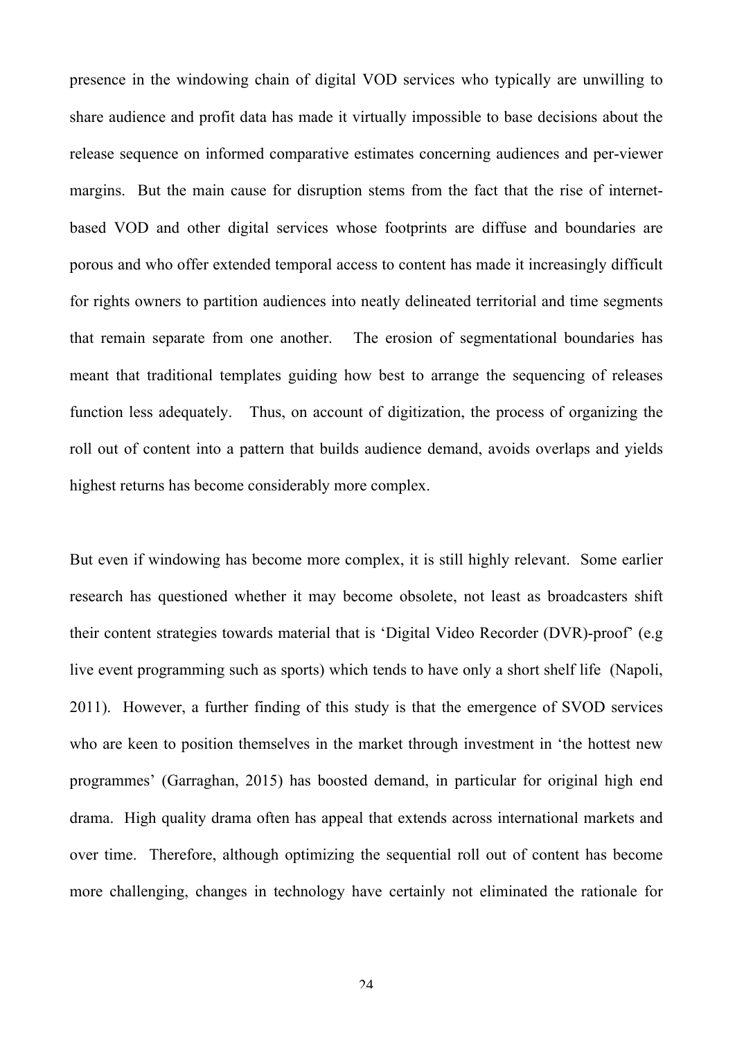presence in the windowing chain of digital VOD services who typically are unwilling to share audience and profit data has made it virtually impossible to base decisions about the release sequence on informed comparative estimates concerning audiences and per-viewer margins. But the main cause for disruption stems from the fact that the rise of internet-based VOD and other digital services whose footprints are diffuse and boundaries are porous and who offer extended temporal access to content has made it increasingly difficult for rights owners to partition audiences into neatly delineated territorial and time segments that remain separate from one another. The erosion of segmentational boundaries has meant that traditional templates guiding how best to arrange the sequencing of releases function less adequately. Thus, on account of digitization, the process of organizing the roll out of content into a pattern that builds audience demand, avoids overlaps and yields highest returns has become considerably more complex.

But even if windowing has become more complex, it is still highly relevant. Some earlier research has questioned whether it may become obsolete, not least as broadcasters shift their content strategies towards material that is 'Digital Video Recorder (DVR)-proof' (e.g live event programming such as sports) which tends to have only a short shelf life (Napoli, 2011). However, a further finding of this study is that the emergence of SVOD services who are keen to position themselves in the market through investment in 'the hottest new programmes' (Garraghan, 2015) has boosted demand, in particular for original high end drama. High quality drama often has appeal that extends across international markets and over time. Therefore, although optimizing the sequential roll out of content has become more challenging, changes in technology have certainly not eliminated the rationale for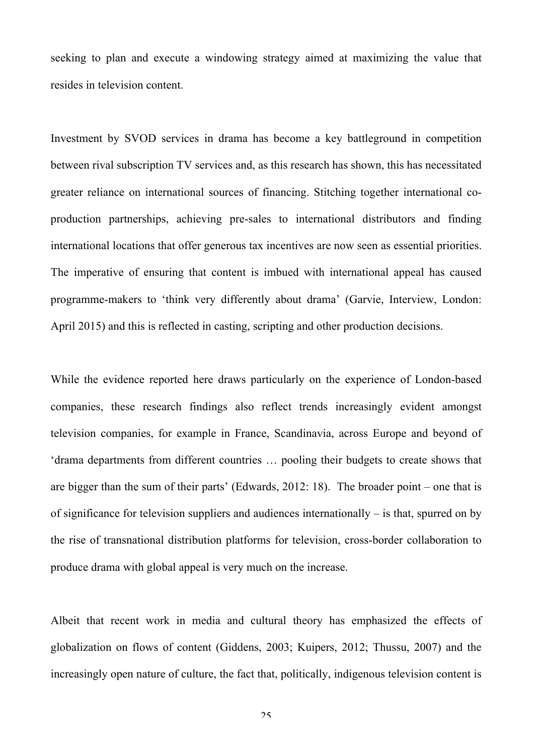seeking to plan and execute a windowing strategy aimed at maximizing the value that resides in television content.

Investment by SVOD services in drama has become a key battleground in competition between rival subscription TV services and, as this research has shown, this has necessitated greater reliance on international sources of financing. Stitching together international co-production partnerships, achieving pre-sales to international distributors and finding international locations that offer generous tax incentives are now seen as essential priorities. The imperative of ensuring that content is imbued with international appeal has caused programme-makers to 'think very differently about drama' (Garvie, Interview, London: April 2015) and this is reflected in casting, scripting and other production decisions.

While the evidence reported here draws particularly on the experience of London-based companies, these research findings also reflect trends increasingly evident amongst television companies, for example in France, Scandinavia, across Europe and beyond of 'drama departments from different countries … pooling their budgets to create shows that are bigger than the sum of their parts' (Edwards, 2012: 18). The broader point – one that is of significance for television suppliers and audiences internationally – is that, spurred on by the rise of transnational distribution platforms for television, cross-border collaboration to produce drama with global appeal is very much on the increase.

Albeit that recent work in media and cultural theory has emphasized the effects of globalization on flows of content (Giddens, 2003; Kuipers, 2012; Thussu, 2007) and the increasingly open nature of culture, the fact that, politically, indigenous television content is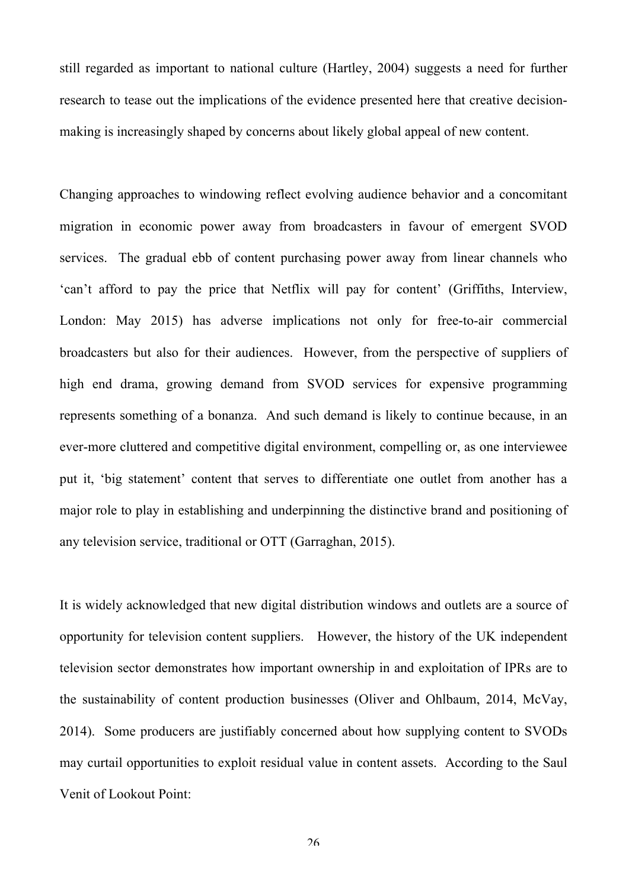still regarded as important to national culture (Hartley, 2004) suggests a need for further research to tease out the implications of the evidence presented here that creative decision-making is increasingly shaped by concerns about likely global appeal of new content.

Changing approaches to windowing reflect evolving audience behavior and a concomitant migration in economic power away from broadcasters in favour of emergent SVOD services. The gradual ebb of content purchasing power away from linear channels who 'can't afford to pay the price that Netflix will pay for content' (Griffiths, Interview, London: May 2015) has adverse implications not only for free-to-air commercial broadcasters but also for their audiences. However, from the perspective of suppliers of high end drama, growing demand from SVOD services for expensive programming represents something of a bonanza. And such demand is likely to continue because, in an ever-more cluttered and competitive digital environment, compelling or, as one interviewee put it, 'big statement' content that serves to differentiate one outlet from another has a major role to play in establishing and underpinning the distinctive brand and positioning of any television service, traditional or OTT (Garraghan, 2015).

It is widely acknowledged that new digital distribution windows and outlets are a source of opportunity for television content suppliers. However, the history of the UK independent television sector demonstrates how important ownership in and exploitation of IPRs are to the sustainability of content production businesses (Oliver and Ohlbaum, 2014, McVay, 2014). Some producers are justifiably concerned about how supplying content to SVODs may curtail opportunities to exploit residual value in content assets. According to the Saul Venit of Lookout Point: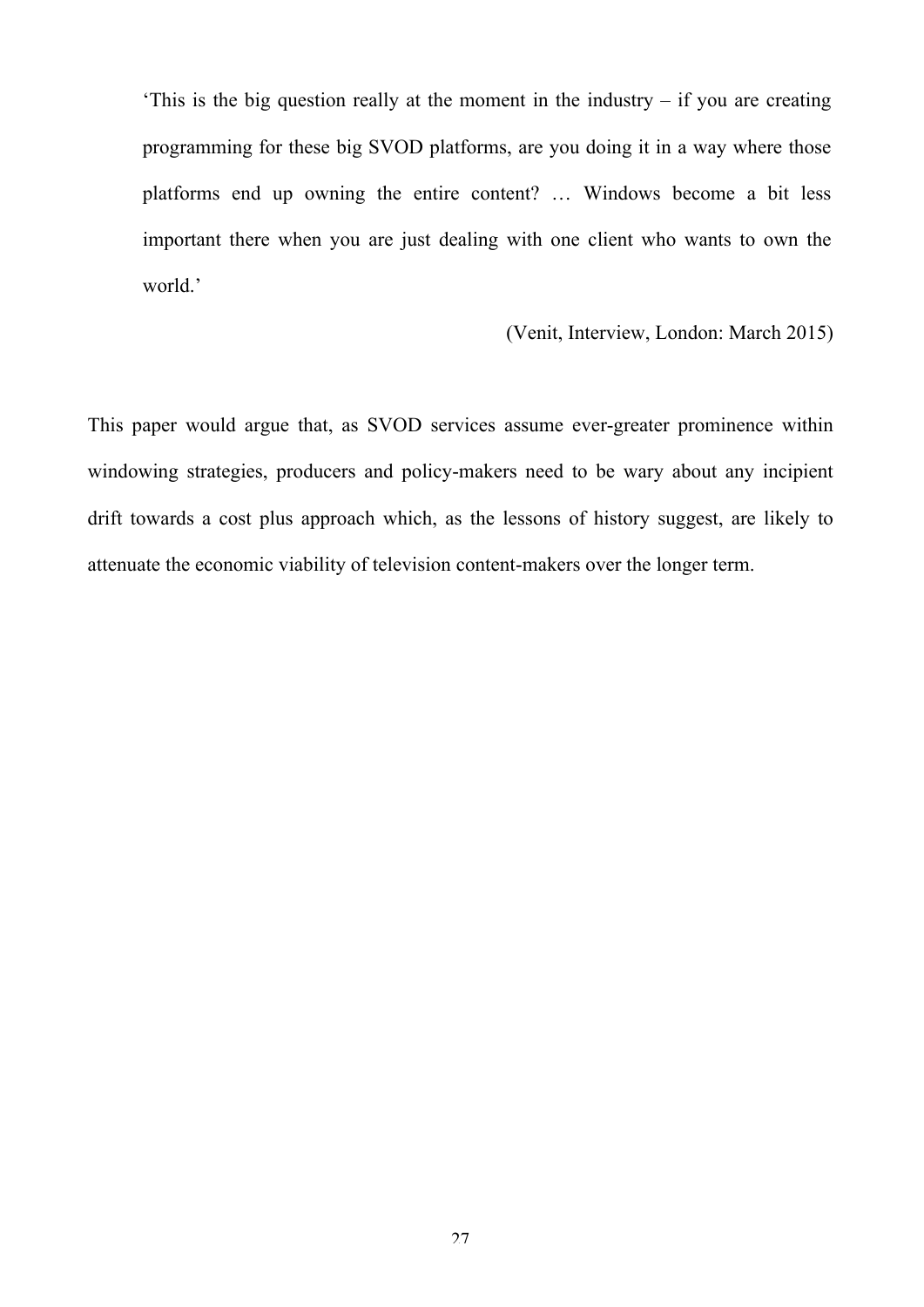> 'This is the big question really at the moment in the industry – if you are creating programming for these big SVOD platforms, are you doing it in a way where those platforms end up owning the entire content? … Windows become a bit less important there when you are just dealing with one client who wants to own the world.'
>
> (Venit, Interview, London: March 2015)

This paper would argue that, as SVOD services assume ever-greater prominence within windowing strategies, producers and policy-makers need to be wary about any incipient drift towards a cost plus approach which, as the lessons of history suggest, are likely to attenuate the economic viability of television content-makers over the longer term.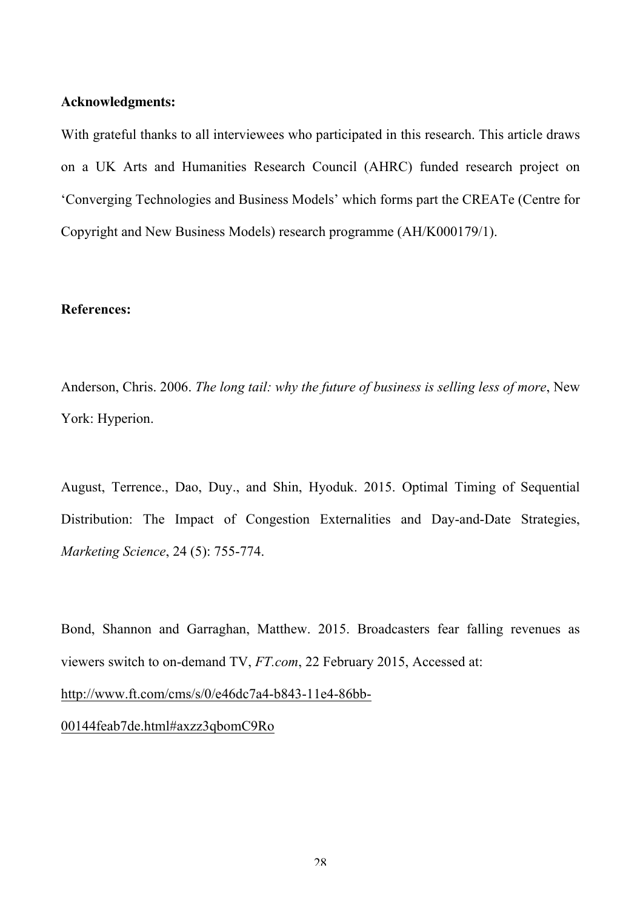**Acknowledgments:**

With grateful thanks to all interviewees who participated in this research. This article draws on a UK Arts and Humanities Research Council (AHRC) funded research project on 'Converging Technologies and Business Models' which forms part the CREATe (Centre for Copyright and New Business Models) research programme (AH/K000179/1).

**References:**

Anderson, Chris. 2006. *The long tail: why the future of business is selling less of more*, New York: Hyperion.

August, Terrence., Dao, Duy., and Shin, Hyoduk. 2015. Optimal Timing of Sequential Distribution: The Impact of Congestion Externalities and Day-and-Date Strategies, *Marketing Science*, 24 (5): 755-774.

Bond, Shannon and Garraghan, Matthew. 2015. Broadcasters fear falling revenues as viewers switch to on-demand TV, *FT.com*, 22 February 2015, Accessed at: http://www.ft.com/cms/s/0/e46dc7a4-b843-11e4-86bb-00144feab7de.html#axzz3qbomC9Ro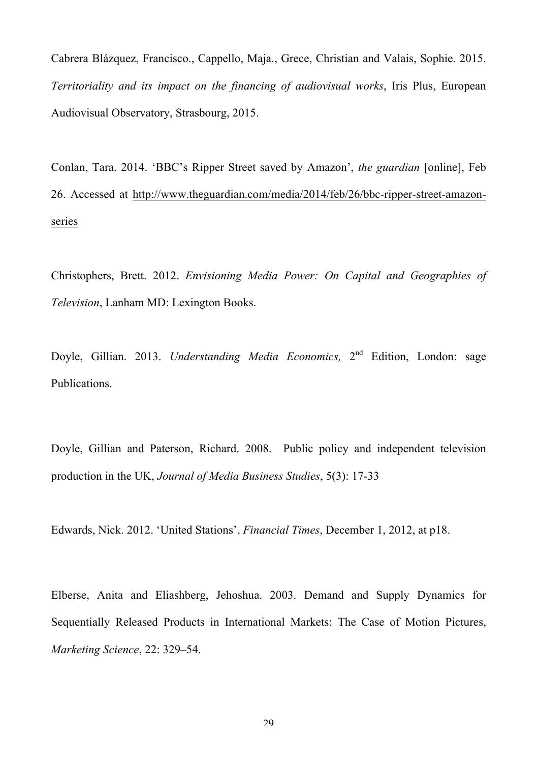Cabrera Blázquez, Francisco., Cappello, Maja., Grece, Christian and Valais, Sophie. 2015. *Territoriality and its impact on the financing of audiovisual works*, Iris Plus, European Audiovisual Observatory, Strasbourg, 2015.

Conlan, Tara. 2014. 'BBC's Ripper Street saved by Amazon', *the guardian* [online], Feb 26. Accessed at http://www.theguardian.com/media/2014/feb/26/bbc-ripper-street-amazon-series

Christophers, Brett. 2012. *Envisioning Media Power: On Capital and Geographies of Television*, Lanham MD: Lexington Books.

Doyle, Gillian. 2013. *Understanding Media Economics,* 2nd Edition, London: sage Publications.

Doyle, Gillian and Paterson, Richard. 2008. Public policy and independent television production in the UK, *Journal of Media Business Studies*, 5(3): 17-33

Edwards, Nick. 2012. 'United Stations', *Financial Times*, December 1, 2012, at p18.

Elberse, Anita and Eliashberg, Jehoshua. 2003. Demand and Supply Dynamics for Sequentially Released Products in International Markets: The Case of Motion Pictures, *Marketing Science*, 22: 329–54.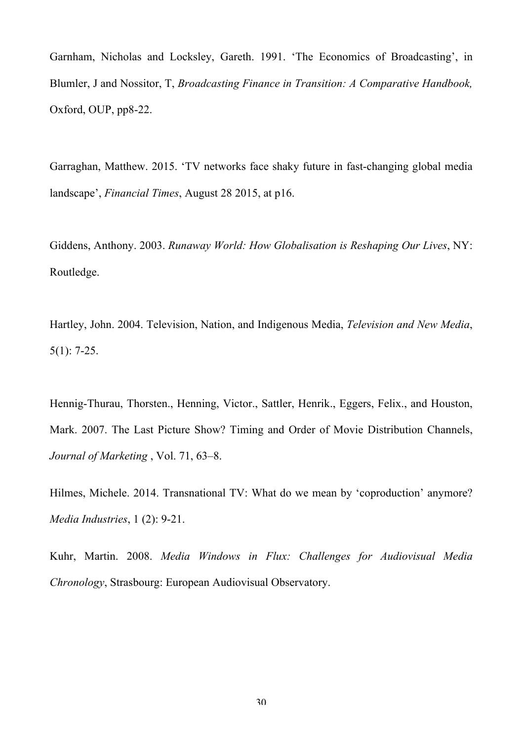Garnham, Nicholas and Locksley, Gareth. 1991. 'The Economics of Broadcasting', in Blumler, J and Nossitor, T, *Broadcasting Finance in Transition: A Comparative Handbook,* Oxford, OUP, pp8-22.

Garraghan, Matthew. 2015. 'TV networks face shaky future in fast-changing global media landscape', *Financial Times*, August 28 2015, at p16.

Giddens, Anthony. 2003. *Runaway World: How Globalisation is Reshaping Our Lives*, NY: Routledge.

Hartley, John. 2004. Television, Nation, and Indigenous Media, *Television and New Media*, 5(1): 7-25.

Hennig-Thurau, Thorsten., Henning, Victor., Sattler, Henrik., Eggers, Felix., and Houston, Mark. 2007. The Last Picture Show? Timing and Order of Movie Distribution Channels, *Journal of Marketing* , Vol. 71, 63–8.

Hilmes, Michele. 2014. Transnational TV: What do we mean by 'coproduction' anymore? *Media Industries*, 1 (2): 9-21.

Kuhr, Martin. 2008. *Media Windows in Flux: Challenges for Audiovisual Media Chronology*, Strasbourg: European Audiovisual Observatory.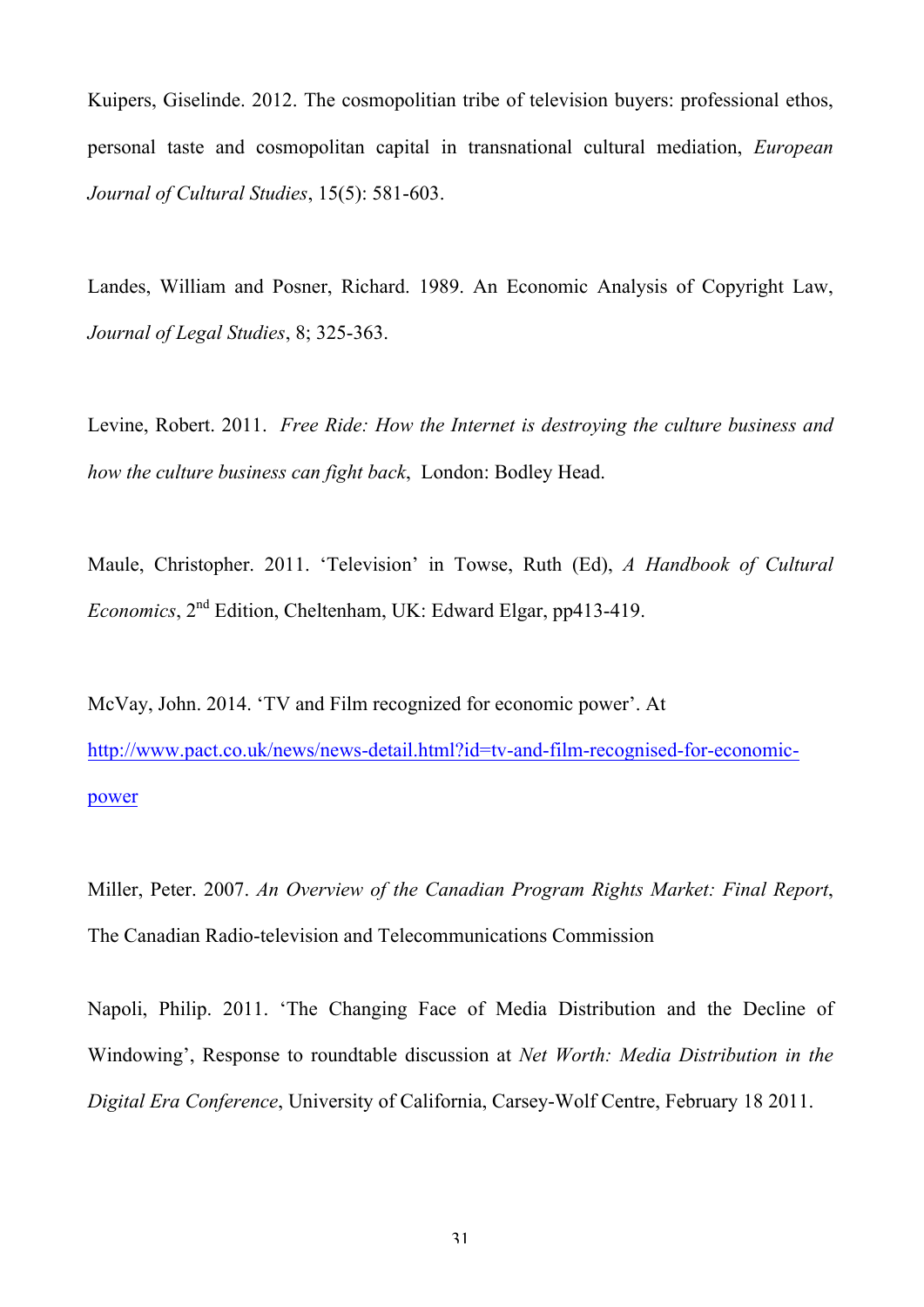Kuipers, Giselinde. 2012. The cosmopolitian tribe of television buyers: professional ethos, personal taste and cosmopolitan capital in transnational cultural mediation, *European Journal of Cultural Studies*, 15(5): 581-603.

Landes, William and Posner, Richard. 1989. An Economic Analysis of Copyright Law, *Journal of Legal Studies*, 8; 325-363.

Levine, Robert. 2011. *Free Ride: How the Internet is destroying the culture business and how the culture business can fight back*, London: Bodley Head.

Maule, Christopher. 2011. 'Television' in Towse, Ruth (Ed), *A Handbook of Cultural Economics*, 2nd Edition, Cheltenham, UK: Edward Elgar, pp413-419.

McVay, John. 2014. 'TV and Film recognized for economic power'. At [http://www.pact.co.uk/news/news-detail.html?id=tv-and-film-recognised-for-economic-power](http://www.pact.co.uk/news/news-detail.html?id=tv-and-film-recognised-for-economic-power)

Miller, Peter. 2007. *An Overview of the Canadian Program Rights Market: Final Report*, The Canadian Radio-television and Telecommunications Commission

Napoli, Philip. 2011. 'The Changing Face of Media Distribution and the Decline of Windowing', Response to roundtable discussion at *Net Worth: Media Distribution in the Digital Era Conference*, University of California, Carsey-Wolf Centre, February 18 2011.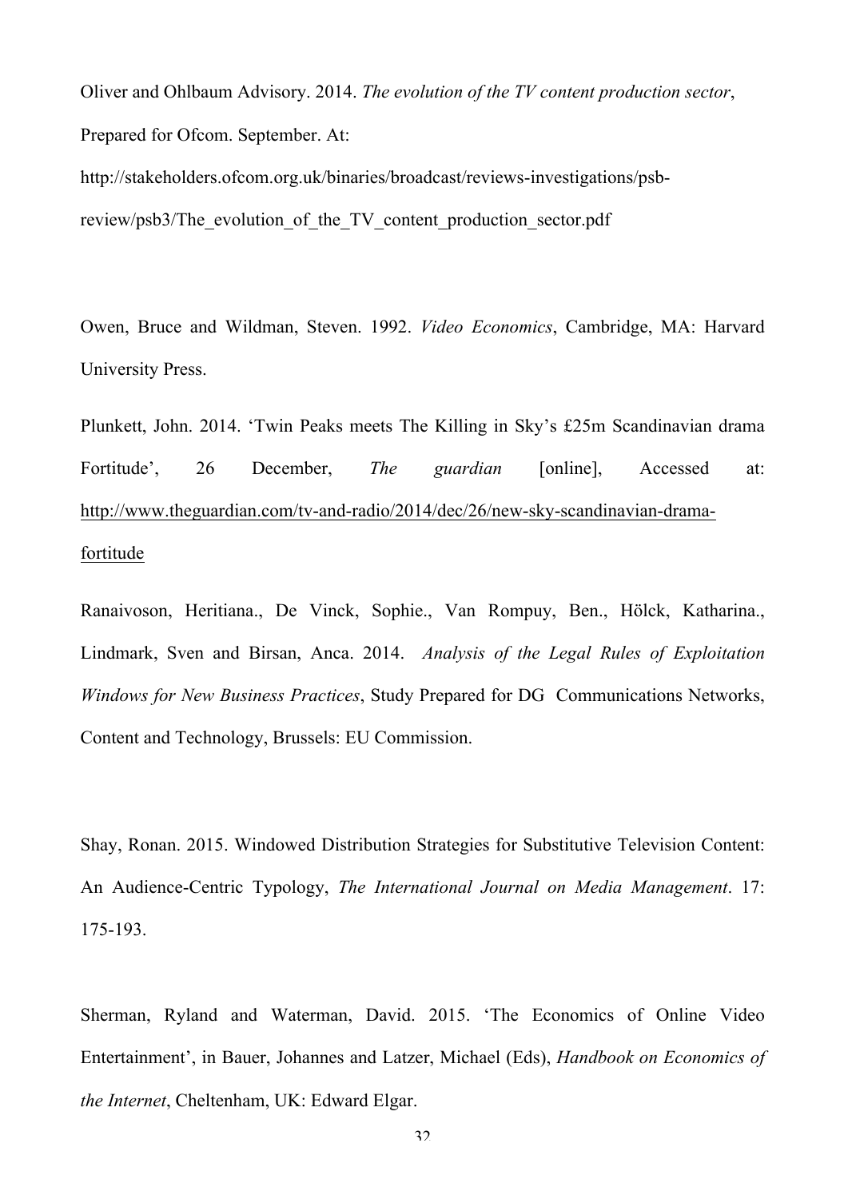Oliver and Ohlbaum Advisory. 2014. *The evolution of the TV content production sector*, Prepared for Ofcom. September. At: http://stakeholders.ofcom.org.uk/binaries/broadcast/reviews-investigations/psb-review/psb3/The_evolution_of_the_TV_content_production_sector.pdf

Owen, Bruce and Wildman, Steven. 1992. *Video Economics*, Cambridge, MA: Harvard University Press.

Plunkett, John. 2014. 'Twin Peaks meets The Killing in Sky's £25m Scandinavian drama Fortitude', 26 December, *The guardian* [online], Accessed at: http://www.theguardian.com/tv-and-radio/2014/dec/26/new-sky-scandinavian-drama-fortitude

Ranaivoson, Heritiana., De Vinck, Sophie., Van Rompuy, Ben., Hölck, Katharina., Lindmark, Sven and Birsan, Anca. 2014. *Analysis of the Legal Rules of Exploitation Windows for New Business Practices*, Study Prepared for DG Communications Networks, Content and Technology, Brussels: EU Commission.

Shay, Ronan. 2015. Windowed Distribution Strategies for Substitutive Television Content: An Audience-Centric Typology, *The International Journal on Media Management*. 17: 175-193.

Sherman, Ryland and Waterman, David. 2015. 'The Economics of Online Video Entertainment', in Bauer, Johannes and Latzer, Michael (Eds), *Handbook on Economics of the Internet*, Cheltenham, UK: Edward Elgar.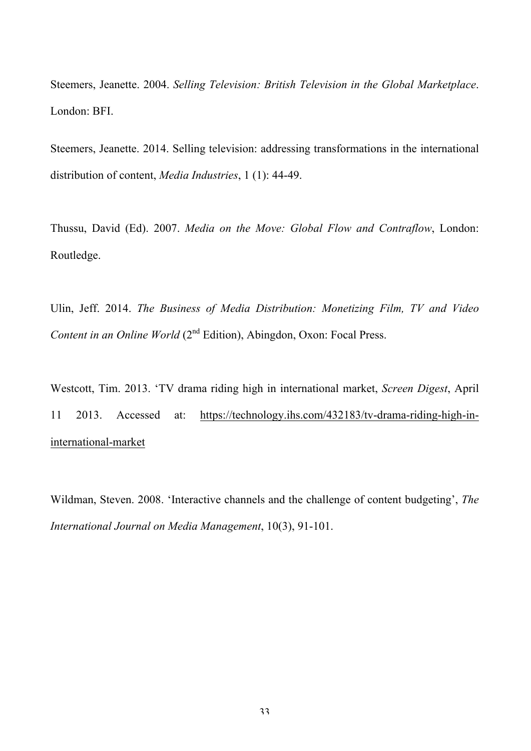Steemers, Jeanette. 2004. *Selling Television: British Television in the Global Marketplace*. London: BFI.

Steemers, Jeanette. 2014. Selling television: addressing transformations in the international distribution of content, *Media Industries*, 1 (1): 44-49.

Thussu, David (Ed). 2007. *Media on the Move: Global Flow and Contraflow*, London: Routledge.

Ulin, Jeff. 2014. *The Business of Media Distribution: Monetizing Film, TV and Video Content in an Online World* (2nd Edition), Abingdon, Oxon: Focal Press.

Westcott, Tim. 2013. 'TV drama riding high in international market, *Screen Digest*, April 11 2013. Accessed at: https://technology.ihs.com/432183/tv-drama-riding-high-in-international-market

Wildman, Steven. 2008. 'Interactive channels and the challenge of content budgeting', *The International Journal on Media Management*, 10(3), 91-101.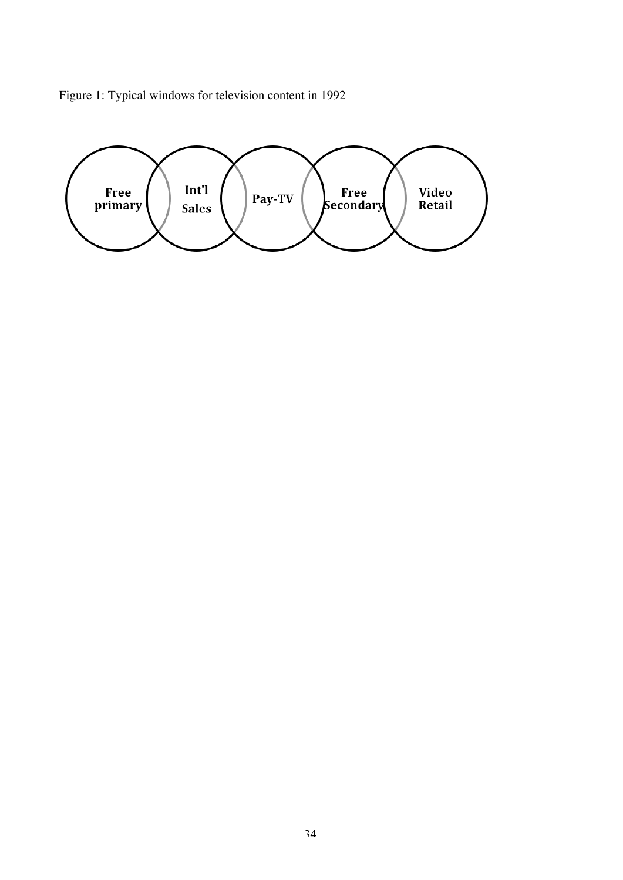Figure 1: Typical windows for television content in 1992

Free primary

Int'l Sales

Pay-TV

Free Secondary

Video Retail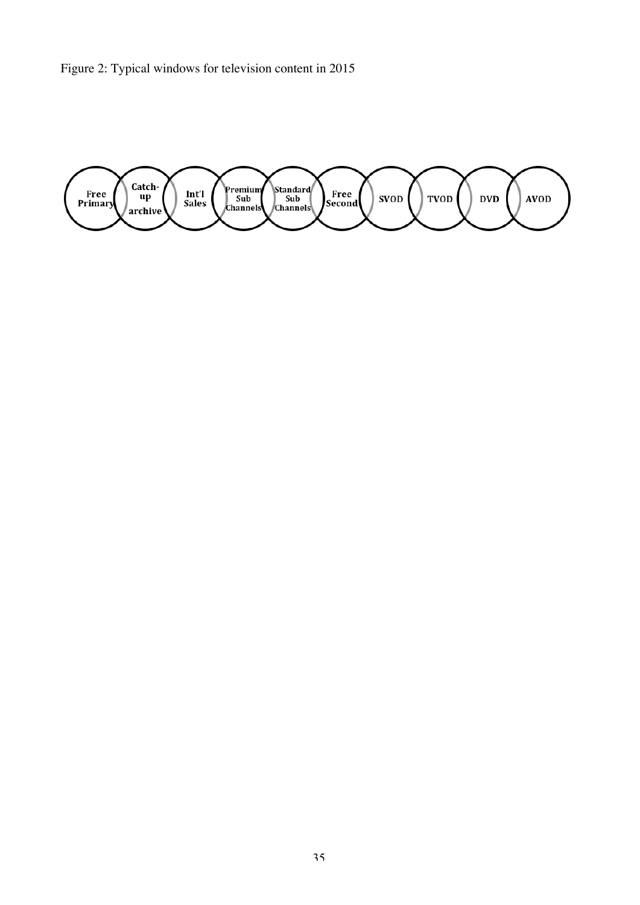Figure 2: Typical windows for television content in 2015

Free Primary

Catch-up archive

Int'l Sales

Premium Sub Channels

Standard Sub Channels

Free Second

SVOD

TVOD

DVD

AVOD